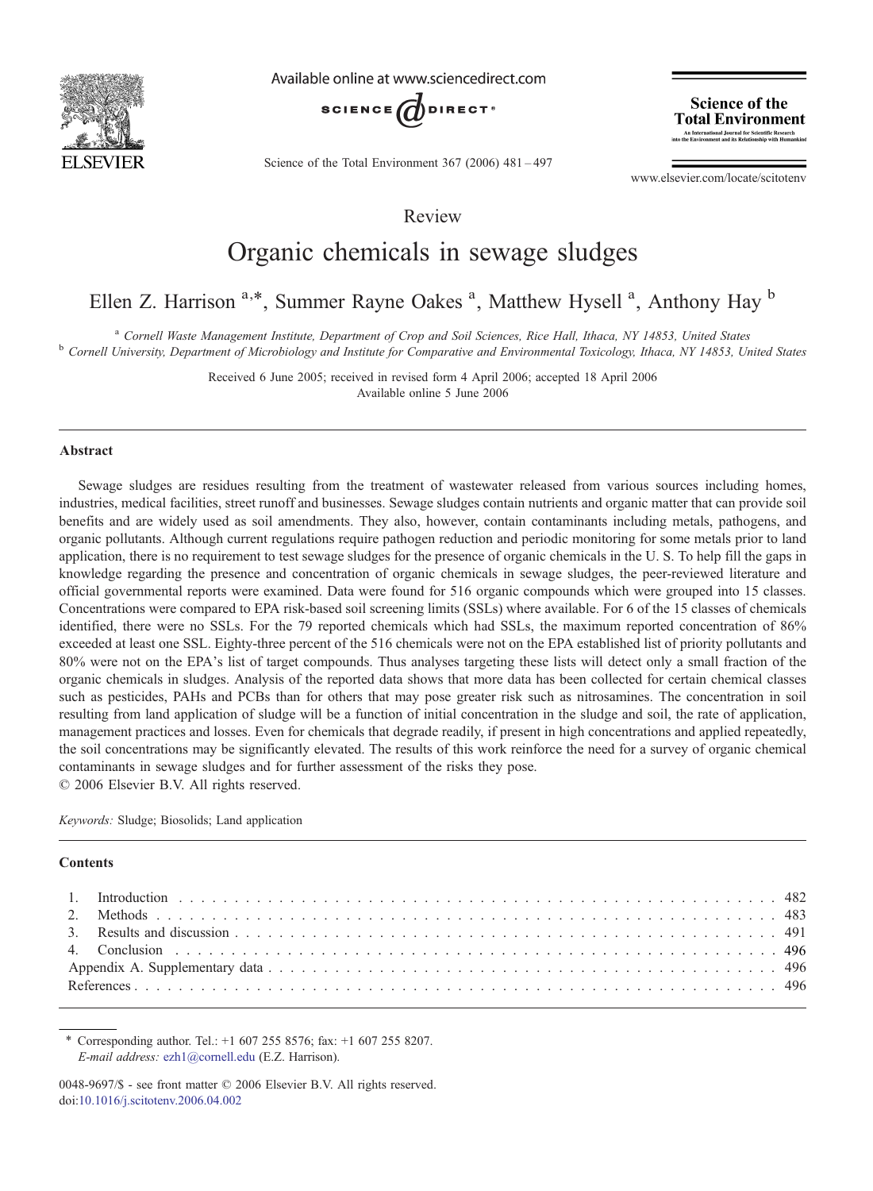Review

# Organic chemicals in sewage sludges

Ellen Z. Harrison [a,*], Summer Rayne Oakes [a], Matthew Hysell [a], Anthony Hay [b]

[a] *Cornell Waste Management Institute, Department of Crop and Soil Sciences, Rice Hall, Ithaca, NY 14853, United States*
[b] *Cornell University, Department of Microbiology and Institute for Comparative and Environmental Toxicology, Ithaca, NY 14853, United States*

Received 6 June 2005; received in revised form 4 April 2006; accepted 18 April 2006
Available online 5 June 2006

## Abstract

Sewage sludges are residues resulting from the treatment of wastewater released from various sources including homes, industries, medical facilities, street runoff and businesses. Sewage sludges contain nutrients and organic matter that can provide soil benefits and are widely used as soil amendments. They also, however, contain contaminants including metals, pathogens, and organic pollutants. Although current regulations require pathogen reduction and periodic monitoring for some metals prior to land application, there is no requirement to test sewage sludges for the presence of organic chemicals in the U. S. To help fill the gaps in knowledge regarding the presence and concentration of organic chemicals in sewage sludges, the peer-reviewed literature and official governmental reports were examined. Data were found for 516 organic compounds which were grouped into 15 classes. Concentrations were compared to EPA risk-based soil screening limits (SSLs) where available. For 6 of the 15 classes of chemicals identified, there were no SSLs. For the 79 reported chemicals which had SSLs, the maximum reported concentration of 86% exceeded at least one SSL. Eighty-three percent of the 516 chemicals were not on the EPA established list of priority pollutants and 80% were not on the EPA's list of target compounds. Thus analyses targeting these lists will detect only a small fraction of the organic chemicals in sludges. Analysis of the reported data shows that more data has been collected for certain chemical classes such as pesticides, PAHs and PCBs than for others that may pose greater risk such as nitrosamines. The concentration in soil resulting from land application of sludge will be a function of initial concentration in the sludge and soil, the rate of application, management practices and losses. Even for chemicals that degrade readily, if present in high concentrations and applied repeatedly, the soil concentrations may be significantly elevated. The results of this work reinforce the need for a survey of organic chemical contaminants in sewage sludges and for further assessment of the risks they pose.

© 2006 Elsevier B.V. All rights reserved.

*Keywords:* Sludge; Biosolids; Land application

## Contents

1. Introduction . . . 482
2. Methods . . . 483
3. Results and discussion . . . 491
4. Conclusion . . . 496

Appendix A. Supplementary data . . . 496

References . . . 496

---

\* Corresponding author. Tel.: +1 607 255 8576; fax: +1 607 255 8207.
*E-mail address:* ezh1@cornell.edu (E.Z. Harrison).

0048-9697/$ - see front matter © 2006 Elsevier B.V. All rights reserved.
doi:10.1016/j.scitotenv.2006.04.002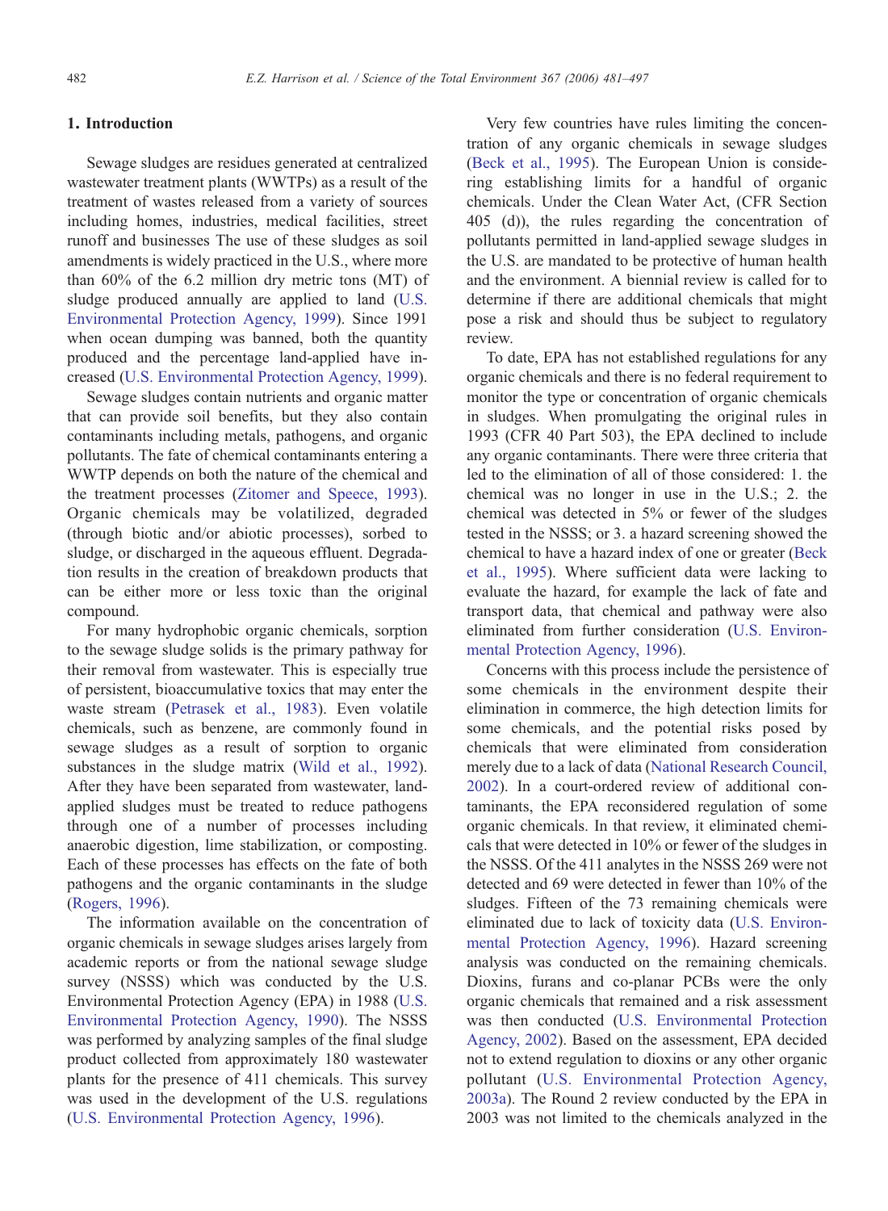## 1. Introduction

Sewage sludges are residues generated at centralized wastewater treatment plants (WWTPs) as a result of the treatment of wastes released from a variety of sources including homes, industries, medical facilities, street runoff and businesses The use of these sludges as soil amendments is widely practiced in the U.S., where more than 60% of the 6.2 million dry metric tons (MT) of sludge produced annually are applied to land (U.S. Environmental Protection Agency, 1999). Since 1991 when ocean dumping was banned, both the quantity produced and the percentage land-applied have increased (U.S. Environmental Protection Agency, 1999).

Sewage sludges contain nutrients and organic matter that can provide soil benefits, but they also contain contaminants including metals, pathogens, and organic pollutants. The fate of chemical contaminants entering a WWTP depends on both the nature of the chemical and the treatment processes (Zitomer and Speece, 1993). Organic chemicals may be volatilized, degraded (through biotic and/or abiotic processes), sorbed to sludge, or discharged in the aqueous effluent. Degradation results in the creation of breakdown products that can be either more or less toxic than the original compound.

For many hydrophobic organic chemicals, sorption to the sewage sludge solids is the primary pathway for their removal from wastewater. This is especially true of persistent, bioaccumulative toxics that may enter the waste stream (Petrasek et al., 1983). Even volatile chemicals, such as benzene, are commonly found in sewage sludges as a result of sorption to organic substances in the sludge matrix (Wild et al., 1992). After they have been separated from wastewater, land-applied sludges must be treated to reduce pathogens through one of a number of processes including anaerobic digestion, lime stabilization, or composting. Each of these processes has effects on the fate of both pathogens and the organic contaminants in the sludge (Rogers, 1996).

The information available on the concentration of organic chemicals in sewage sludges arises largely from academic reports or from the national sewage sludge survey (NSSS) which was conducted by the U.S. Environmental Protection Agency (EPA) in 1988 (U.S. Environmental Protection Agency, 1990). The NSSS was performed by analyzing samples of the final sludge product collected from approximately 180 wastewater plants for the presence of 411 chemicals. This survey was used in the development of the U.S. regulations (U.S. Environmental Protection Agency, 1996).

Very few countries have rules limiting the concentration of any organic chemicals in sewage sludges (Beck et al., 1995). The European Union is considering establishing limits for a handful of organic chemicals. Under the Clean Water Act, (CFR Section 405 (d)), the rules regarding the concentration of pollutants permitted in land-applied sewage sludges in the U.S. are mandated to be protective of human health and the environment. A biennial review is called for to determine if there are additional chemicals that might pose a risk and should thus be subject to regulatory review.

To date, EPA has not established regulations for any organic chemicals and there is no federal requirement to monitor the type or concentration of organic chemicals in sludges. When promulgating the original rules in 1993 (CFR 40 Part 503), the EPA declined to include any organic contaminants. There were three criteria that led to the elimination of all of those considered: 1. the chemical was no longer in use in the U.S.; 2. the chemical was detected in 5% or fewer of the sludges tested in the NSSS; or 3. a hazard screening showed the chemical to have a hazard index of one or greater (Beck et al., 1995). Where sufficient data were lacking to evaluate the hazard, for example the lack of fate and transport data, that chemical and pathway were also eliminated from further consideration (U.S. Environmental Protection Agency, 1996).

Concerns with this process include the persistence of some chemicals in the environment despite their elimination in commerce, the high detection limits for some chemicals, and the potential risks posed by chemicals that were eliminated from consideration merely due to a lack of data (National Research Council, 2002). In a court-ordered review of additional contaminants, the EPA reconsidered regulation of some organic chemicals. In that review, it eliminated chemicals that were detected in 10% or fewer of the sludges in the NSSS. Of the 411 analytes in the NSSS 269 were not detected and 69 were detected in fewer than 10% of the sludges. Fifteen of the 73 remaining chemicals were eliminated due to lack of toxicity data (U.S. Environmental Protection Agency, 1996). Hazard screening analysis was conducted on the remaining chemicals. Dioxins, furans and co-planar PCBs were the only organic chemicals that remained and a risk assessment was then conducted (U.S. Environmental Protection Agency, 2002). Based on the assessment, EPA decided not to extend regulation to dioxins or any other organic pollutant (U.S. Environmental Protection Agency, 2003a). The Round 2 review conducted by the EPA in 2003 was not limited to the chemicals analyzed in the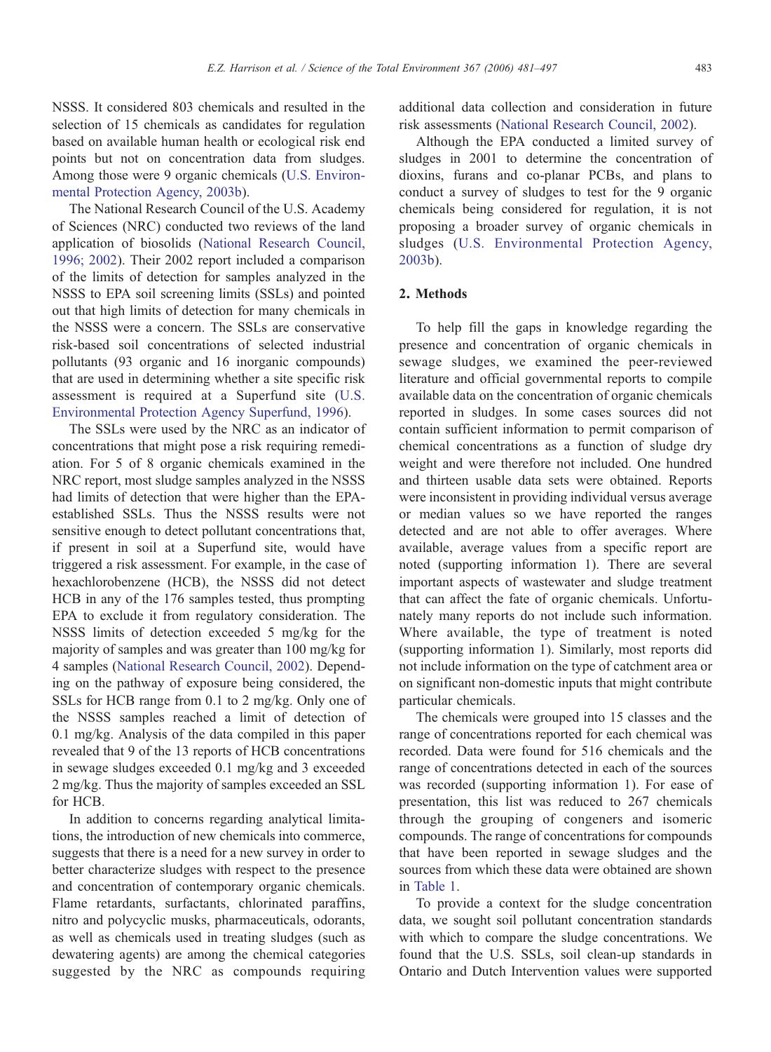NSSS. It considered 803 chemicals and resulted in the selection of 15 chemicals as candidates for regulation based on available human health or ecological risk end points but not on concentration data from sludges. Among those were 9 organic chemicals (U.S. Environmental Protection Agency, 2003b).

The National Research Council of the U.S. Academy of Sciences (NRC) conducted two reviews of the land application of biosolids (National Research Council, 1996; 2002). Their 2002 report included a comparison of the limits of detection for samples analyzed in the NSSS to EPA soil screening limits (SSLs) and pointed out that high limits of detection for many chemicals in the NSSS were a concern. The SSLs are conservative risk-based soil concentrations of selected industrial pollutants (93 organic and 16 inorganic compounds) that are used in determining whether a site specific risk assessment is required at a Superfund site (U.S. Environmental Protection Agency Superfund, 1996).

The SSLs were used by the NRC as an indicator of concentrations that might pose a risk requiring remediation. For 5 of 8 organic chemicals examined in the NRC report, most sludge samples analyzed in the NSSS had limits of detection that were higher than the EPA-established SSLs. Thus the NSSS results were not sensitive enough to detect pollutant concentrations that, if present in soil at a Superfund site, would have triggered a risk assessment. For example, in the case of hexachlorobenzene (HCB), the NSSS did not detect HCB in any of the 176 samples tested, thus prompting EPA to exclude it from regulatory consideration. The NSSS limits of detection exceeded 5 mg/kg for the majority of samples and was greater than 100 mg/kg for 4 samples (National Research Council, 2002). Depending on the pathway of exposure being considered, the SSLs for HCB range from 0.1 to 2 mg/kg. Only one of the NSSS samples reached a limit of detection of 0.1 mg/kg. Analysis of the data compiled in this paper revealed that 9 of the 13 reports of HCB concentrations in sewage sludges exceeded 0.1 mg/kg and 3 exceeded 2 mg/kg. Thus the majority of samples exceeded an SSL for HCB.

In addition to concerns regarding analytical limitations, the introduction of new chemicals into commerce, suggests that there is a need for a new survey in order to better characterize sludges with respect to the presence and concentration of contemporary organic chemicals. Flame retardants, surfactants, chlorinated paraffins, nitro and polycyclic musks, pharmaceuticals, odorants, as well as chemicals used in treating sludges (such as dewatering agents) are among the chemical categories suggested by the NRC as compounds requiring additional data collection and consideration in future risk assessments (National Research Council, 2002).

Although the EPA conducted a limited survey of sludges in 2001 to determine the concentration of dioxins, furans and co-planar PCBs, and plans to conduct a survey of sludges to test for the 9 organic chemicals being considered for regulation, it is not proposing a broader survey of organic chemicals in sludges (U.S. Environmental Protection Agency, 2003b).

## 2. Methods

To help fill the gaps in knowledge regarding the presence and concentration of organic chemicals in sewage sludges, we examined the peer-reviewed literature and official governmental reports to compile available data on the concentration of organic chemicals reported in sludges. In some cases sources did not contain sufficient information to permit comparison of chemical concentrations as a function of sludge dry weight and were therefore not included. One hundred and thirteen usable data sets were obtained. Reports were inconsistent in providing individual versus average or median values so we have reported the ranges detected and are not able to offer averages. Where available, average values from a specific report are noted (supporting information 1). There are several important aspects of wastewater and sludge treatment that can affect the fate of organic chemicals. Unfortunately many reports do not include such information. Where available, the type of treatment is noted (supporting information 1). Similarly, most reports did not include information on the type of catchment area or on significant non-domestic inputs that might contribute particular chemicals.

The chemicals were grouped into 15 classes and the range of concentrations reported for each chemical was recorded. Data were found for 516 chemicals and the range of concentrations detected in each of the sources was recorded (supporting information 1). For ease of presentation, this list was reduced to 267 chemicals through the grouping of congeners and isomeric compounds. The range of concentrations for compounds that have been reported in sewage sludges and the sources from which these data were obtained are shown in Table 1.

To provide a context for the sludge concentration data, we sought soil pollutant concentration standards with which to compare the sludge concentrations. We found that the U.S. SSLs, soil clean-up standards in Ontario and Dutch Intervention values were supported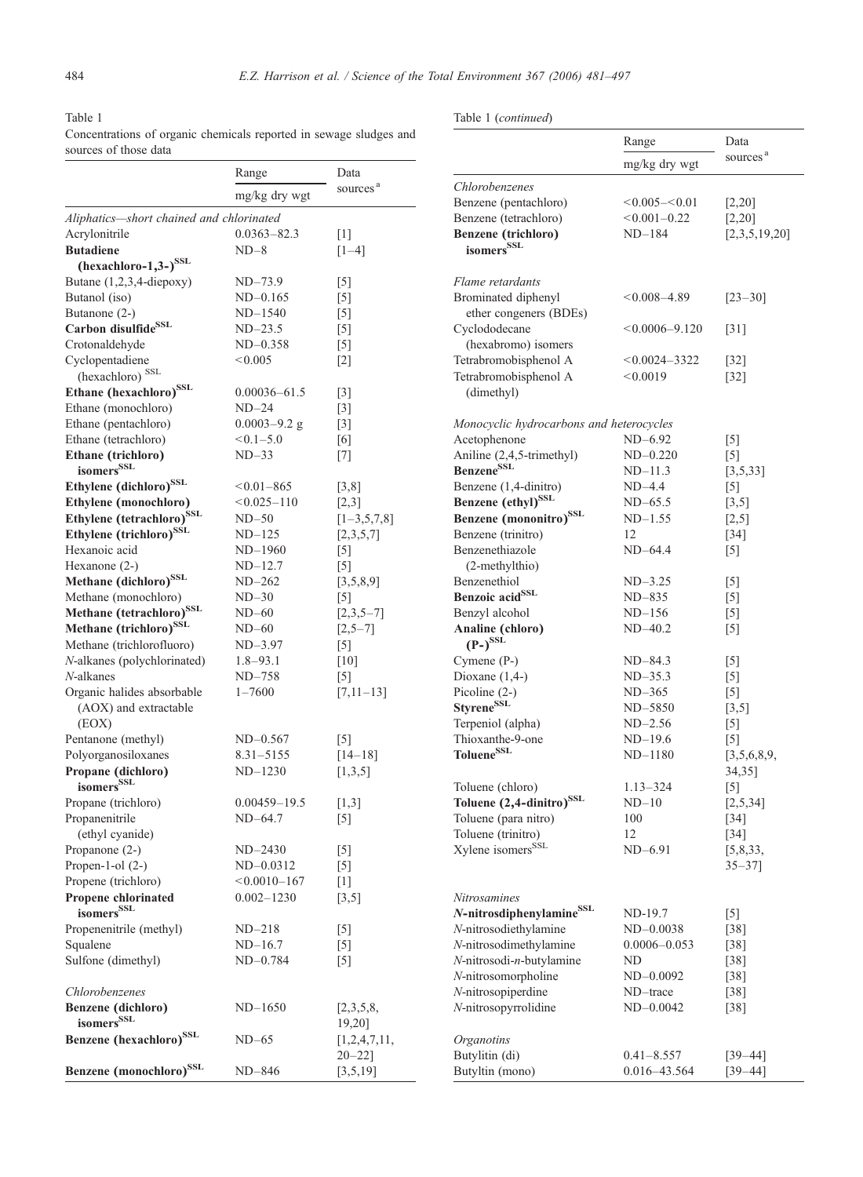Table 1
Concentrations of organic chemicals reported in sewage sludges and sources of those data

| | Range mg/kg dry wgt | Data sources[a] |
|---|---|---|
| *Aliphatics—short chained and chlorinated* | | |
| Acrylonitrile | 0.0363–82.3 | [1] |
| **Butadiene (hexachloro-1,3-)[SSL]** | ND–8 | [1–4] |
| Butane (1,2,3,4-diepoxy) | ND–73.9 | [5] |
| Butanol (iso) | ND–0.165 | [5] |
| Butanone (2-) | ND–1540 | [5] |
| **Carbon disulfide[SSL]** | ND–23.5 | [5] |
| Crotonaldehyde | ND–0.358 | [5] |
| Cyclopentadiene (hexachloro)[SSL] | <0.005 | [2] |
| **Ethane (hexachloro)[SSL]** | 0.00036–61.5 | [3] |
| Ethane (monochloro) | ND–24 | [3] |
| Ethane (pentachloro) | 0.0003–9.2 g | [3] |
| Ethane (tetrachloro) | <0.1–5.0 | [6] |
| **Ethane (trichloro) isomers[SSL]** | ND–33 | [7] |
| **Ethylene (dichloro)[SSL]** | <0.01–865 | [3,8] |
| **Ethylene (monochloro)** | <0.025–110 | [2,3] |
| **Ethylene (tetrachloro)[SSL]** | ND–50 | [1–3,5,7,8] |
| **Ethylene (trichloro)[SSL]** | ND–125 | [2,3,5,7] |
| Hexanoic acid | ND–1960 | [5] |
| Hexanone (2-) | ND–12.7 | [5] |
| **Methane (dichloro)[SSL]** | ND–262 | [3,5,8,9] |
| Methane (monochloro) | ND–30 | [5] |
| **Methane (tetrachloro)[SSL]** | ND–60 | [2,3,5–7] |
| **Methane (trichloro)[SSL]** | ND–60 | [2,5–7] |
| Methane (trichlorofluoro) | ND–3.97 | [5] |
| *N*-alkanes (polychlorinated) | 1.8–93.1 | [10] |
| *N*-alkanes | ND–758 | [5] |
| Organic halides absorbable (AOX) and extractable (EOX) | 1–7600 | [7,11–13] |
| Pentanone (methyl) | ND–0.567 | [5] |
| Polyorganosiloxanes | 8.31–5155 | [14–18] |
| **Propane (dichloro) isomers[SSL]** | ND–1230 | [1,3,5] |
| Propane (trichloro) | 0.00459–19.5 | [1,3] |
| Propanenitrile (ethyl cyanide) | ND–64.7 | [5] |
| Propanone (2-) | ND–2430 | [5] |
| Propen-1-ol (2-) | ND–0.0312 | [5] |
| Propene (trichloro) | <0.0010–167 | [1] |
| **Propene chlorinated isomers[SSL]** | 0.002–1230 | [3,5] |
| Propenenitrile (methyl) | ND–218 | [5] |
| Squalene | ND–16.7 | [5] |
| Sulfone (dimethyl) | ND–0.784 | [5] |
| *Chlorobenzenes* | | |
| **Benzene (dichloro) isomers[SSL]** | ND–1650 | [2,3,5,8, 19,20] |
| **Benzene (hexachloro)[SSL]** | ND–65 | [1,2,4,7,11, 20–22] |
| **Benzene (monochloro)[SSL]** | ND–846 | [3,5,19] |
| Benzene (pentachloro) | <0.005–<0.01 | [2,20] |
| Benzene (tetrachloro) | <0.001–0.22 | [2,20] |
| **Benzene (trichloro) isomers[SSL]** | ND–184 | [2,3,5,19,20] |
| *Flame retardants* | | |
| Brominated diphenyl ether congeners (BDEs) | <0.008–4.89 | [23–30] |
| Cyclododecane (hexabromo) isomers | <0.0006–9.120 | [31] |
| Tetrabromobisphenol A | <0.0024–3322 | [32] |
| Tetrabromobisphenol A (dimethyl) | <0.0019 | [32] |
| *Monocyclic hydrocarbons and heterocycles* | | |
| Acetophenone | ND–6.92 | [5] |
| Aniline (2,4,5-trimethyl) | ND–0.220 | [5] |
| **Benzene[SSL]** | ND–11.3 | [3,5,33] |
| Benzene (1,4-dinitro) | ND–4.4 | [5] |
| **Benzene (ethyl)[SSL]** | ND–65.5 | [3,5] |
| **Benzene (mononitro)[SSL]** | ND–1.55 | [2,5] |
| Benzene (trinitro) | 12 | [34] |
| Benzenethiazole (2-methylthio) | ND–64.4 | [5] |
| Benzenethiol | ND–3.25 | [5] |
| **Benzoic acid[SSL]** | ND–835 | [5] |
| Benzyl alcohol | ND–156 | [5] |
| **Analine (chloro) (P-)[SSL]** | ND–40.2 | [5] |
| Cymene (P-) | ND–84.3 | [5] |
| Dioxane (1,4-) | ND–35.3 | [5] |
| Picoline (2-) | ND–365 | [5] |
| **Styrene[SSL]** | ND–5850 | [3,5] |
| Terpeniol (alpha) | ND–2.56 | [5] |
| Thioxanthe-9-one | ND–19.6 | [5] |
| **Toluene[SSL]** | ND–1180 | [3,5,6,8,9, 34,35] |
| Toluene (chloro) | 1.13–324 | [5] |
| **Toluene (2,4-dinitro)[SSL]** | ND–10 | [2,5,34] |
| Toluene (para nitro) | 100 | [34] |
| Toluene (trinitro) | 12 | [34] |
| Xylene isomers[SSL] | ND–6.91 | [5,8,33, 35–37] |
| *Nitrosamines* | | |
| ***N*-nitrosdiphenylamine[SSL]** | ND-19.7 | [5] |
| *N*-nitrosodiethylamine | ND–0.0038 | [38] |
| *N*-nitrosodimethylamine | 0.0006–0.053 | [38] |
| *N*-nitrosodi-*n*-butylamine | ND | [38] |
| *N*-nitrosomorpholine | ND–0.0092 | [38] |
| *N*-nitrosopiperdine | ND–trace | [38] |
| *N*-nitrosopyrrolidine | ND–0.0042 | [38] |
| *Organotins* | | |
| Butylitin (di) | 0.41–8.557 | [39–44] |
| Butyltin (mono) | 0.016–43.564 | [39–44] |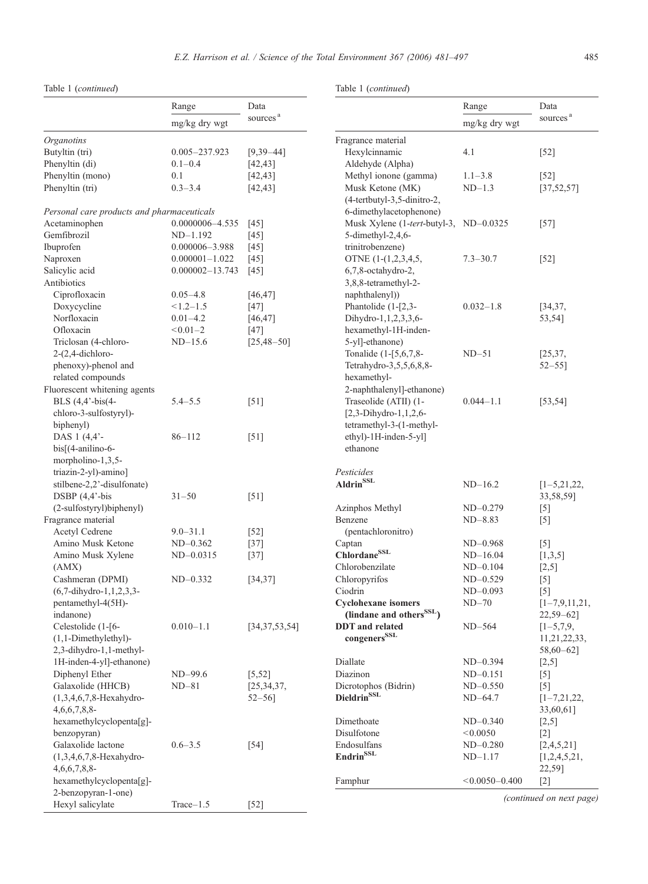Table 1 (*continued*)

| | Range | Data sources[a] |
|---|---|---|
| | mg/kg dry wgt | |
| *Organotins* | | |
| Butyltin (tri) | 0.005–237.923 | [9,39–44] |
| Phenyltin (di) | 0.1–0.4 | [42,43] |
| Phenyltin (mono) | 0.1 | [42,43] |
| Phenyltin (tri) | 0.3–3.4 | [42,43] |
| *Personal care products and pharmaceuticals* | | |
| Acetaminophen | 0.0000006–4.535 | [45] |
| Gemfibrozil | ND–1.192 | [45] |
| Ibuprofen | 0.000006–3.988 | [45] |
| Naproxen | 0.000001–1.022 | [45] |
| Salicylic acid | 0.000002–13.743 | [45] |
| Antibiotics | | |
| Ciprofloxacin | 0.05–4.8 | [46,47] |
| Doxycycline | <1.2–1.5 | [47] |
| Norfloxacin | 0.01–4.2 | [46,47] |
| Ofloxacin | <0.01–2 | [47] |
| Triclosan (4-chloro-2-(2,4-dichloro-phenoxy)-phenol and related compounds | ND–15.6 | [25,48–50] |
| Fluorescent whitening agents | | |
| BLS (4,4'-bis(4-chloro-3-sulfostyryl)-biphenyl) | 5.4–5.5 | [51] |
| DAS 1 (4,4'-bis[(4-anilino-6-morpholino-1,3,5-triazin-2-yl)-amino] stilbene-2,2'-disulfonate) | 86–112 | [51] |
| DSBP (4,4'-bis (2-sulfostyryl)biphenyl) | 31–50 | [51] |
| Fragrance material | | |
| Acetyl Cedrene | 9.0–31.1 | [52] |
| Amino Musk Ketone | ND–0.362 | [37] |
| Amino Musk Xylene (AMX) | ND–0.0315 | [37] |
| Cashmeran (DPMI) (6,7-dihydro-1,1,2,3,3-pentamethyl-4(5H)-indanone) | ND–0.332 | [34,37] |
| Celestolide (1-[6-(1,1-Dimethylethyl)-2,3-dihydro-1,1-methyl-1H-inden-4-yl]-ethanone) | 0.010–1.1 | [34,37,53,54] |
| Diphenyl Ether | ND–99.6 | [5,52] |
| Galaxolide (HHCB) (1,3,4,6,7,8-Hexahydro-4,6,6,7,8,8-hexamethylcyclopenta[g]-benzopyran) | ND–81 | [25,34,37, 52–56] |
| Galaxolide lactone (1,3,4,6,7,8-Hexahydro-4,6,6,7,8,8-hexamethylcyclopenta[g]-2-benzopyran-1-one) | 0.6–3.5 | [54] |
| Hexyl salicylate | Trace–1.5 | [52] |
| Fragrance material | | |
| Hexylcinnamic Aldehyde (Alpha) | 4.1 | [52] |
| Methyl ionone (gamma) | 1.1–3.8 | [52] |
| Musk Ketone (MK) (4-tertbutyl-3,5-dinitro-2, 6-dimethylacetophenone) | ND–1.3 | [37,52,57] |
| Musk Xylene (1-*tert*-butyl-3, 5-dimethyl-2,4,6-trinitrobenzene) | ND–0.0325 | [57] |
| OTNE (1-(1,2,3,4,5, 6,7,8-octahydro-2, 3,8,8-tetramethyl-2-naphthalenyl)) | 7.3–30.7 | [52] |
| Phantolide (1-[2,3-Dihydro-1,1,2,3,3,6-hexamethyl-1H-inden-5-yl]-ethanone) | 0.032–1.8 | [34,37, 53,54] |
| Tonalide (1-[5,6,7,8-Tetrahydro-3,5,5,6,8,8-hexamethyl-2-naphthalenyl]-ethanone) | ND–51 | [25,37, 52–55] |
| Traseolide (ATII) (1-[2,3-Dihydro-1,1,2,6-tetramethyl-3-(1-methyl-ethyl)-1H-inden-5-yl] ethanone | 0.044–1.1 | [53,54] |
| *Pesticides* | | |
| **Aldrin**[SSL] | ND–16.2 | [1–5,21,22, 33,58,59] |
| Azinphos Methyl | ND–0.279 | [5] |
| Benzene (pentachloronitro) | ND–8.83 | [5] |
| Captan | ND–0.968 | [5] |
| **Chlordane**[SSL] | ND–16.04 | [1,3,5] |
| Chlorobenzilate | ND–0.104 | [2,5] |
| Chloropyrifos | ND–0.529 | [5] |
| Ciodrin | ND–0.093 | [5] |
| **Cyclohexane isomers (lindane and others**[SSL]**)** | ND–70 | [1–7,9,11,21, 22,59–62] |
| **DDT and related congeners**[SSL] | ND–564 | [1–5,7,9, 11,21,22,33, 58,60–62] |
| Diallate | ND–0.394 | [2,5] |
| Diazinon | ND–0.151 | [5] |
| Dicrotophos (Bidrin) | ND–0.550 | [5] |
| **Dieldrin**[SSL] | ND–64.7 | [1–7,21,22, 33,60,61] |
| Dimethoate | ND–0.340 | [2,5] |
| Disulfotone | <0.0050 | [2] |
| Endosulfans | ND–0.280 | [2,4,5,21] |
| **Endrin**[SSL] | ND–1.17 | [1,2,4,5,21, 22,59] |
| Famphur | <0.0050–0.400 | [2] |

*(continued on next page)*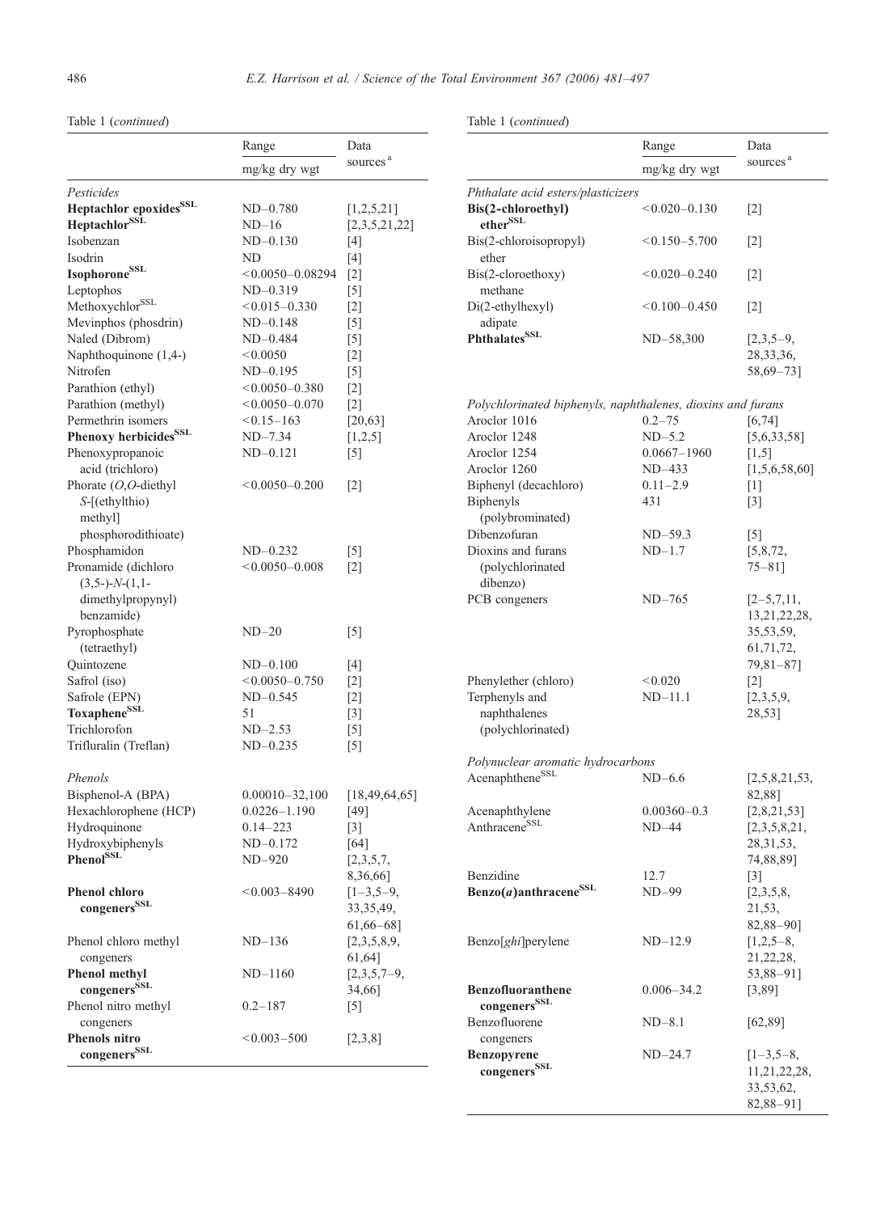Table 1 (*continued*)

| | Range | Data sources[a] |
|---|---|---|
| | mg/kg dry wgt | |
| *Pesticides* | | |
| **Heptachlor epoxides[SSL]** | ND–0.780 | [1,2,5,21] |
| **Heptachlor[SSL]** | ND–16 | [2,3,5,21,22] |
| Isobenzan | ND–0.130 | [4] |
| Isodrin | ND | [4] |
| **Isophorone[SSL]** | <0.0050–0.08294 | [2] |
| Leptophos | ND–0.319 | [5] |
| Methoxychlor[SSL] | <0.015–0.330 | [2] |
| Mevinphos (phosdrin) | ND–0.148 | [5] |
| Naled (Dibrom) | ND–0.484 | [5] |
| Naphthoquinone (1,4-) | <0.0050 | [2] |
| Nitrofen | ND–0.195 | [5] |
| Parathion (ethyl) | <0.0050–0.380 | [2] |
| Parathion (methyl) | <0.0050–0.070 | [2] |
| Permethrin isomers | <0.15–163 | [20,63] |
| **Phenoxy herbicides[SSL]** | ND–7.34 | [1,2,5] |
| Phenoxypropanoic acid (trichloro) | ND–0.121 | [5] |
| Phorate (*O*,*O*-diethyl *S*-[(ethylthio) methyl] phosphorodithioate) | <0.0050–0.200 | [2] |
| Phosphamidon | ND–0.232 | [5] |
| Pronamide (dichloro (3,5-)-*N*-(1,1-dimethylpropynyl) benzamide) | <0.0050–0.008 | [2] |
| Pyrophosphate (tetraethyl) | ND–20 | [5] |
| Quintozene | ND–0.100 | [4] |
| Safrol (iso) | <0.0050–0.750 | [2] |
| Safrole (EPN) | ND–0.545 | [2] |
| **Toxaphene[SSL]** | 51 | [3] |
| Trichlorofon | ND–2.53 | [5] |
| Trifluralin (Treflan) | ND–0.235 | [5] |
| *Phenols* | | |
| Bisphenol-A (BPA) | 0.00010–32,100 | [18,49,64,65] |
| Hexachlorophene (HCP) | 0.0226–1.190 | [49] |
| Hydroquinone | 0.14–223 | [3] |
| Hydroxybiphenyls | ND–0.172 | [64] |
| **Phenol[SSL]** | ND–920 | [2,3,5,7,8,36,66] |
| **Phenol chloro congeners[SSL]** | <0.003–8490 | [1–3,5–9,33,35,49,61,66–68] |
| Phenol chloro methyl congeners | ND–136 | [2,3,5,8,9,61,64] |
| **Phenol methyl congeners[SSL]** | ND–1160 | [2,3,5,7–9,34,66] |
| Phenol nitro methyl congeners | 0.2–187 | [5] |
| **Phenols nitro congeners[SSL]** | <0.003–500 | [2,3,8] |

Table 1 (*continued*)

| | Range | Data sources[a] |
|---|---|---|
| | mg/kg dry wgt | |
| *Phthalate acid esters/plasticizers* | | |
| **Bis(2-chloroethyl) ether[SSL]** | <0.020–0.130 | [2] |
| Bis(2-chloroisopropyl) ether | <0.150–5.700 | [2] |
| Bis(2-cloroethoxy) methane | <0.020–0.240 | [2] |
| Di(2-ethylhexyl) adipate | <0.100–0.450 | [2] |
| **Phthalates[SSL]** | ND–58,300 | [2,3,5–9,28,33,36,58,69–73] |
| *Polychlorinated biphenyls, naphthalenes, dioxins and furans* | | |
| Aroclor 1016 | 0.2–75 | [6,74] |
| Aroclor 1248 | ND–5.2 | [5,6,33,58] |
| Aroclor 1254 | 0.0667–1960 | [1,5] |
| Aroclor 1260 | ND–433 | [1,5,6,58,60] |
| Biphenyl (decachloro) | 0.11–2.9 | [1] |
| Biphenyls (polybrominated) | 431 | [3] |
| Dibenzofuran | ND–59.3 | [5] |
| Dioxins and furans (polychlorinated dibenzo) | ND–1.7 | [5,8,72,75–81] |
| PCB congeners | ND–765 | [2–5,7,11,13,21,22,28,35,53,59,61,71,72,79,81–87] |
| Phenylether (chloro) | <0.020 | [2] |
| Terphenyls and naphthalenes (polychlorinated) | ND–11.1 | [2,3,5,9,28,53] |
| *Polynuclear aromatic hydrocarbons* | | |
| Acenaphthene[SSL] | ND–6.6 | [2,5,8,21,53,82,88] |
| Acenaphthylene | 0.00360–0.3 | [2,8,21,53] |
| Anthracene[SSL] | ND–44 | [2,3,5,8,21,28,31,53,74,88,89] |
| Benzidine | 12.7 | [3] |
| **Benzo(*a*)anthracene[SSL]** | ND–99 | [2,3,5,8,21,53,82,88–90] |
| Benzo[*ghi*]perylene | ND–12.9 | [1,2,5–8,21,22,28,53,88–91] |
| **Benzofluoranthene congeners[SSL]** | 0.006–34.2 | [3,89] |
| Benzofluorene congeners | ND–8.1 | [62,89] |
| **Benzopyrene congeners[SSL]** | ND–24.7 | [1–3,5–8,11,21,22,28,33,53,62,82,88–91] |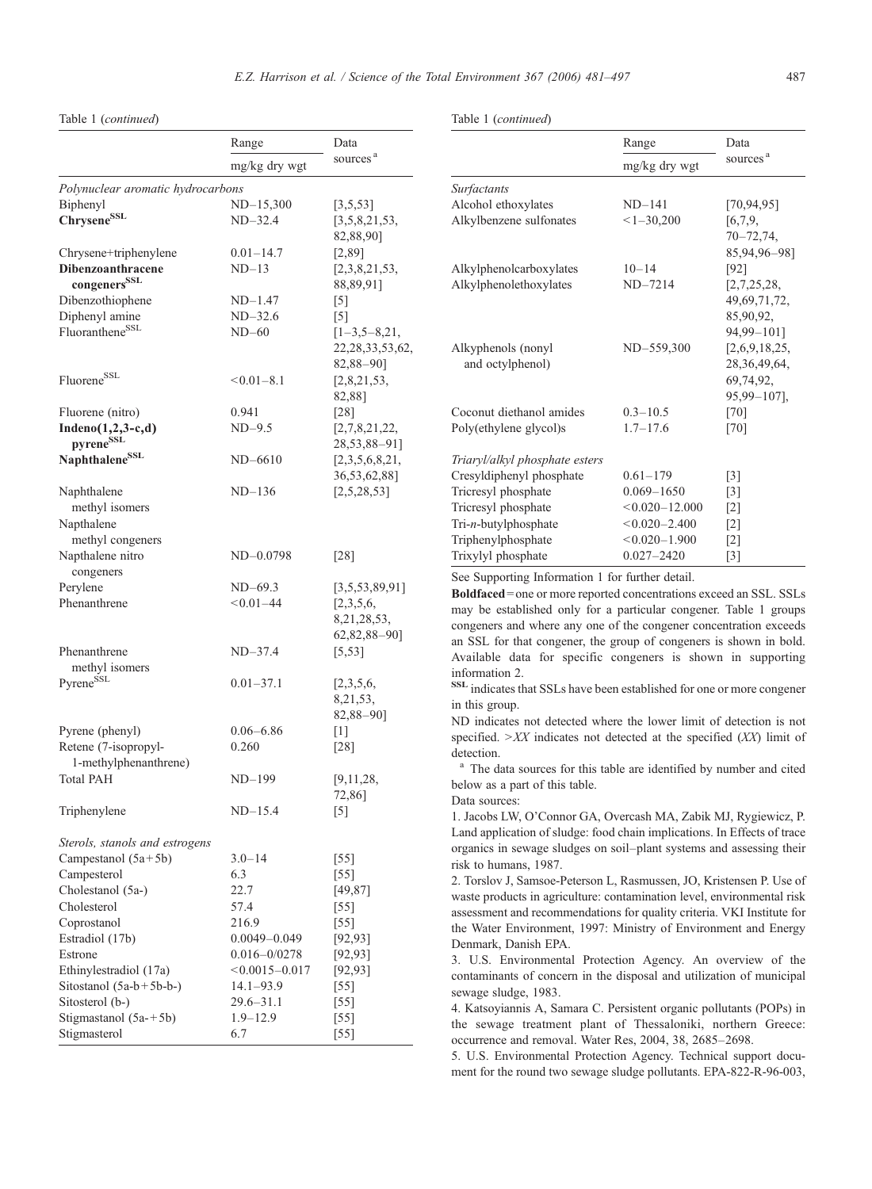Table 1 (*continued*)

| | Range | Data sources[a] |
|---|---|---|
| | mg/kg dry wgt | |
| *Polynuclear aromatic hydrocarbons* | | |
| Biphenyl | ND–15,300 | [3,5,53] |
| **Chrysene[SSL]** | ND–32.4 | [3,5,8,21,53, 82,88,90] |
| Chrysene+triphenylene | 0.01–14.7 | [2,89] |
| **Dibenzoanthracene congeners[SSL]** | ND–13 | [2,3,8,21,53, 88,89,91] |
| Dibenzothiophene | ND–1.47 | [5] |
| Diphenyl amine | ND–32.6 | [5] |
| Fluoranthene[SSL] | ND–60 | [1–3,5–8,21, 22,28,33,53,62, 82,88–90] |
| Fluorene[SSL] | <0.01–8.1 | [2,8,21,53, 82,88] |
| Fluorene (nitro) | 0.941 | [28] |
| **Indeno(1,2,3-c,d) pyrene[SSL]** | ND–9.5 | [2,7,8,21,22, 28,53,88–91] |
| **Naphthalene[SSL]** | ND–6610 | [2,3,5,6,8,21, 36,53,62,88] |
| Naphthalene methyl isomers | ND–136 | [2,5,28,53] |
| Napthalene methyl congeners | | |
| Napthalene nitro congeners | ND–0.0798 | [28] |
| Perylene | ND–69.3 | [3,5,53,89,91] |
| Phenanthrene | <0.01–44 | [2,3,5,6, 8,21,28,53, 62,82,88–90] |
| Phenanthrene methyl isomers | ND–37.4 | [5,53] |
| Pyrene[SSL] | 0.01–37.1 | [2,3,5,6, 8,21,53, 82,88–90] |
| Pyrene (phenyl) | 0.06–6.86 | [1] |
| Retene (7-isopropyl-1-methylphenanthrene) | 0.260 | [28] |
| Total PAH | ND–199 | [9,11,28, 72,86] |
| Triphenylene | ND–15.4 | [5] |
| *Sterols, stanols and estrogens* | | |
| Campestanol (5a+5b) | 3.0–14 | [55] |
| Campesterol | 6.3 | [55] |
| Cholestanol (5a-) | 22.7 | [49,87] |
| Cholesterol | 57.4 | [55] |
| Coprostanol | 216.9 | [55] |
| Estradiol (17b) | 0.0049–0.049 | [92,93] |
| Estrone | 0.016–0/0278 | [92,93] |
| Ethinylestradiol (17a) | <0.0015–0.017 | [92,93] |
| Sitostanol (5a-b+5b-b-) | 14.1–93.9 | [55] |
| Sitosterol (b-) | 29.6–31.1 | [55] |
| Stigmastanol (5a-+5b) | 1.9–12.9 | [55] |
| Stigmasterol | 6.7 | [55] |
| *Surfactants* | | |
| Alcohol ethoxylates | ND–141 | [70,94,95] |
| Alkylbenzene sulfonates | <1–30,200 | [6,7,9, 70–72,74, 85,94,96–98] |
| Alkylphenolcarboxylates | 10–14 | [92] |
| Alkylphenolethoxylates | ND–7214 | [2,7,25,28, 49,69,71,72, 85,90,92, 94,99–101] |
| Alkyphenols (nonyl and octylphenol) | ND–559,300 | [2,6,9,18,25, 28,36,49,64, 69,74,92, 95,99–107], |
| Coconut diethanol amides | 0.3–10.5 | [70] |
| Poly(ethylene glycol)s | 1.7–17.6 | [70] |
| *Triaryl/alkyl phosphate esters* | | |
| Cresyldiphenyl phosphate | 0.61–179 | [3] |
| Tricresyl phosphate | 0.069–1650 | [3] |
| Tricresyl phosphate | <0.020–12.000 | [2] |
| Tri-*n*-butylphosphate | <0.020–2.400 | [2] |
| Triphenylphosphate | <0.020–1.900 | [2] |
| Trixylyl phosphate | 0.027–2420 | [3] |

See Supporting Information 1 for further detail.

**Boldfaced** = one or more reported concentrations exceed an SSL. SSLs may be established only for a particular congener. Table 1 groups congeners and where any one of the congener concentration exceeds an SSL for that congener, the group of congeners is shown in bold. Available data for specific congeners is shown in supporting information 2.

[SSL] indicates that SSLs have been established for one or more congener in this group.

ND indicates not detected where the lower limit of detection is not specified. >*XX* indicates not detected at the specified (*XX*) limit of detection.

[a] The data sources for this table are identified by number and cited below as a part of this table.

Data sources:

1. Jacobs LW, O'Connor GA, Overcash MA, Zabik MJ, Rygiewicz, P. Land application of sludge: food chain implications. In Effects of trace organics in sewage sludges on soil–plant systems and assessing their risk to humans, 1987.
2. Torslov J, Samsoe-Peterson L, Rasmussen, JO, Kristensen P. Use of waste products in agriculture: contamination level, environmental risk assessment and recommendations for quality criteria. VKI Institute for the Water Environment, 1997: Ministry of Environment and Energy Denmark, Danish EPA.
3. U.S. Environmental Protection Agency. An overview of the contaminants of concern in the disposal and utilization of municipal sewage sludge, 1983.
4. Katsoyiannis A, Samara C. Persistent organic pollutants (POPs) in the sewage treatment plant of Thessaloniki, northern Greece: occurrence and removal. Water Res, 2004, 38, 2685–2698.
5. U.S. Environmental Protection Agency. Technical support document for the round two sewage sludge pollutants. EPA-822-R-96-003,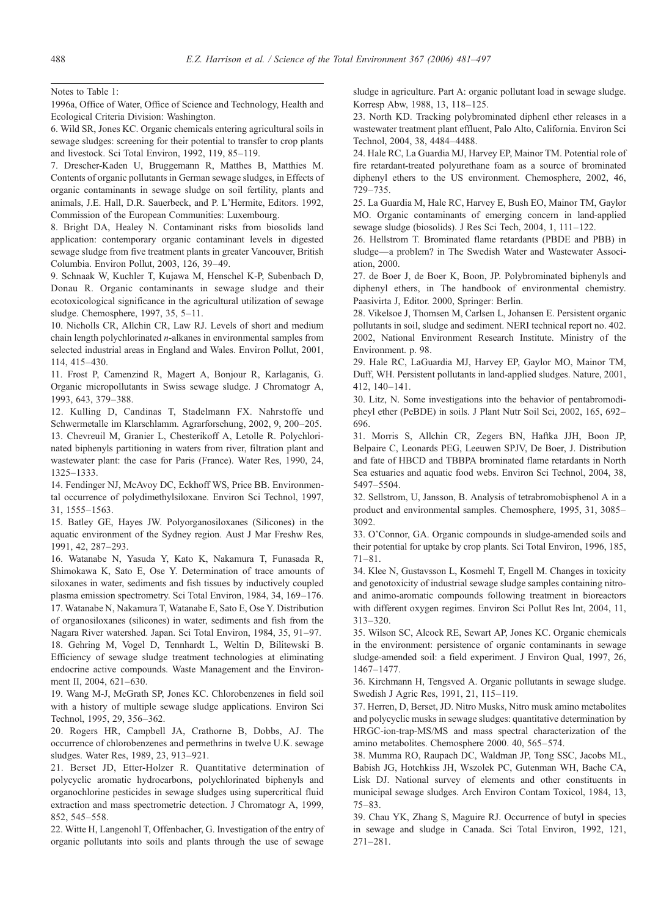Notes to Table 1:

1996a, Office of Water, Office of Science and Technology, Health and Ecological Criteria Division: Washington.

6. Wild SR, Jones KC. Organic chemicals entering agricultural soils in sewage sludges: screening for their potential to transfer to crop plants and livestock. Sci Total Environ, 1992, 119, 85–119.

7. Drescher-Kaden U, Bruggemann R, Matthes B, Matthies M. Contents of organic pollutants in German sewage sludges, in Effects of organic contaminants in sewage sludge on soil fertility, plants and animals, J.E. Hall, D.R. Sauerbeck, and P. L'Hermite, Editors. 1992, Commission of the European Communities: Luxembourg.

8. Bright DA, Healey N. Contaminant risks from biosolids land application: contemporary organic contaminant levels in digested sewage sludge from five treatment plants in greater Vancouver, British Columbia. Environ Pollut, 2003, 126, 39–49.

9. Schnaak W, Kuchler T, Kujawa M, Henschel K-P, Subenbach D, Donau R. Organic contaminants in sewage sludge and their ecotoxicological significance in the agricultural utilization of sewage sludge. Chemosphere, 1997, 35, 5–11.

10. Nicholls CR, Allchin CR, Law RJ. Levels of short and medium chain length polychlorinated *n*-alkanes in environmental samples from selected industrial areas in England and Wales. Environ Pollut, 2001, 114, 415–430.

11. Frost P, Camenzind R, Magert A, Bonjour R, Karlaganis, G. Organic micropollutants in Swiss sewage sludge. J Chromatogr A, 1993, 643, 379–388.

12. Kulling D, Candinas T, Stadelmann FX. Nahrstoffe und Schwermetalle im Klarschlamm. Agrarforschung, 2002, 9, 200–205.

13. Chevreuil M, Granier L, Chesterikoff A, Letolle R. Polychlorinated biphenyls partitioning in waters from river, filtration plant and wastewater plant: the case for Paris (France). Water Res, 1990, 24, 1325–1333.

14. Fendinger NJ, McAvoy DC, Eckhoff WS, Price BB. Environmental occurrence of polydimethylsiloxane. Environ Sci Technol, 1997, 31, 1555–1563.

15. Batley GE, Hayes JW. Polyorganosiloxanes (Silicones) in the aquatic environment of the Sydney region. Aust J Mar Freshw Res, 1991, 42, 287–293.

16. Watanabe N, Yasuda Y, Kato K, Nakamura T, Funasada R, Shimokawa K, Sato E, Ose Y. Determination of trace amounts of siloxanes in water, sediments and fish tissues by inductively coupled plasma emission spectrometry. Sci Total Environ, 1984, 34, 169–176.

17. Watanabe N, Nakamura T, Watanabe E, Sato E, Ose Y. Distribution of organosiloxanes (silicones) in water, sediments and fish from the Nagara River watershed. Japan. Sci Total Environ, 1984, 35, 91–97.

18. Gehring M, Vogel D, Tennhardt L, Weltin D, Bilitewski B. Efficiency of sewage sludge treatment technologies at eliminating endocrine active compounds. Waste Management and the Environment II, 2004, 621–630.

19. Wang M-J, McGrath SP, Jones KC. Chlorobenzenes in field soil with a history of multiple sewage sludge applications. Environ Sci Technol, 1995, 29, 356–362.

20. Rogers HR, Campbell JA, Crathorne B, Dobbs, AJ. The occurrence of chlorobenzenes and permethrins in twelve U.K. sewage sludges. Water Res, 1989, 23, 913–921.

21. Berset JD, Etter-Holzer R. Quantitative determination of polycyclic aromatic hydrocarbons, polychlorinated biphenyls and organochlorine pesticides in sewage sludges using supercritical fluid extraction and mass spectrometric detection. J Chromatogr A, 1999, 852, 545–558.

22. Witte H, Langenohl T, Offenbacher, G. Investigation of the entry of organic pollutants into soils and plants through the use of sewage sludge in agriculture. Part A: organic pollutant load in sewage sludge. Korresp Abw, 1988, 13, 118–125.

23. North KD. Tracking polybrominated diphenl ether releases in a wastewater treatment plant effluent, Palo Alto, California. Environ Sci Technol, 2004, 38, 4484–4488.

24. Hale RC, La Guardia MJ, Harvey EP, Mainor TM. Potential role of fire retardant-treated polyurethane foam as a source of brominated diphenyl ethers to the US environment. Chemosphere, 2002, 46, 729–735.

25. La Guardia M, Hale RC, Harvey E, Bush EO, Mainor TM, Gaylor MO. Organic contaminants of emerging concern in land-applied sewage sludge (biosolids). J Res Sci Tech, 2004, 1, 111–122.

26. Hellstrom T. Brominated flame retardants (PBDE and PBB) in sludge—a problem? in The Swedish Water and Wastewater Association, 2000.

27. de Boer J, de Boer K, Boon, JP. Polybrominated biphenyls and diphenyl ethers, in The handbook of environmental chemistry. Paasivirta J, Editor. 2000, Springer: Berlin.

28. Vikelsoe J, Thomsen M, Carlsen L, Johansen E. Persistent organic pollutants in soil, sludge and sediment. NERI technical report no. 402. 2002, National Environment Research Institute. Ministry of the Environment. p. 98.

29. Hale RC, LaGuardia MJ, Harvey EP, Gaylor MO, Mainor TM, Duff, WH. Persistent pollutants in land-applied sludges. Nature, 2001, 412, 140–141.

30. Litz, N. Some investigations into the behavior of pentabromodipheyl ether (PeBDE) in soils. J Plant Nutr Soil Sci, 2002, 165, 692–696.

31. Morris S, Allchin CR, Zegers BN, Haftka JJH, Boon JP, Belpaire C, Leonards PEG, Leeuwen SPJV, De Boer, J. Distribution and fate of HBCD and TBBPA brominated flame retardants in North Sea estuaries and aquatic food webs. Environ Sci Technol, 2004, 38, 5497–5504.

32. Sellstrom, U, Jansson, B. Analysis of tetrabromobisphenol A in a product and environmental samples. Chemosphere, 1995, 31, 3085–3092.

33. O'Connor, GA. Organic compounds in sludge-amended soils and their potential for uptake by crop plants. Sci Total Environ, 1996, 185, 71–81.

34. Klee N, Gustavsson L, Kosmehl T, Engell M. Changes in toxicity and genotoxicity of industrial sewage sludge samples containing nitro- and animo-aromatic compounds following treatment in bioreactors with different oxygen regimes. Environ Sci Pollut Res Int, 2004, 11, 313–320.

35. Wilson SC, Alcock RE, Sewart AP, Jones KC. Organic chemicals in the environment: persistence of organic contaminants in sewage sludge-amended soil: a field experiment. J Environ Qual, 1997, 26, 1467–1477.

36. Kirchmann H, Tengsved A. Organic pollutants in sewage sludge. Swedish J Agric Res, 1991, 21, 115–119.

37. Herren, D, Berset, JD. Nitro Musks, Nitro musk amino metabolites and polycyclic musks in sewage sludges: quantitative determination by HRGC-ion-trap-MS/MS and mass spectral characterization of the amino metabolites. Chemosphere 2000. 40, 565–574.

38. Mumma RO, Raupach DC, Waldman JP, Tong SSC, Jacobs ML, Babish JG, Hotchkiss JH, Wszolek PC, Gutenman WH, Bache CA, Lisk DJ. National survey of elements and other constituents in municipal sewage sludges. Arch Environ Contam Toxicol, 1984, 13, 75–83.

39. Chau YK, Zhang S, Maguire RJ. Occurrence of butyl in species in sewage and sludge in Canada. Sci Total Environ, 1992, 121, 271–281.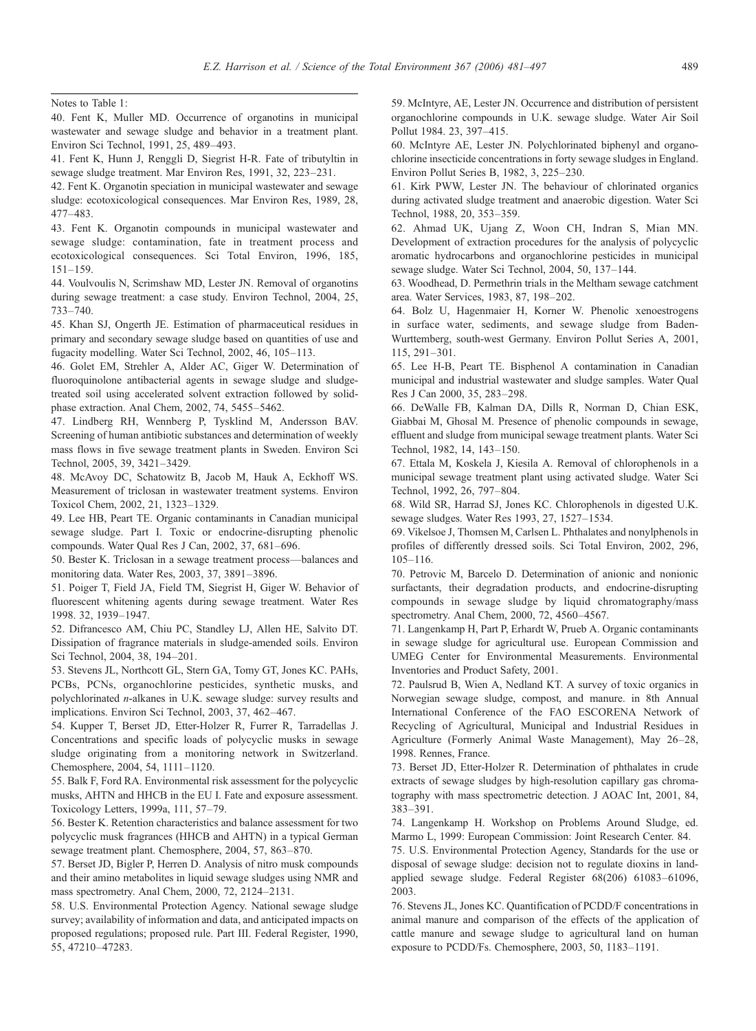Notes to Table 1:

40. Fent K, Muller MD. Occurrence of organotins in municipal wastewater and sewage sludge and behavior in a treatment plant. Environ Sci Technol, 1991, 25, 489–493.

41. Fent K, Hunn J, Renggli D, Siegrist H-R. Fate of tributyltin in sewage sludge treatment. Mar Environ Res, 1991, 32, 223–231.

42. Fent K. Organotin speciation in municipal wastewater and sewage sludge: ecotoxicological consequences. Mar Environ Res, 1989, 28, 477–483.

43. Fent K. Organotin compounds in municipal wastewater and sewage sludge: contamination, fate in treatment process and ecotoxicological consequences. Sci Total Environ, 1996, 185, 151–159.

44. Voulvoulis N, Scrimshaw MD, Lester JN. Removal of organotins during sewage treatment: a case study. Environ Technol, 2004, 25, 733–740.

45. Khan SJ, Ongerth JE. Estimation of pharmaceutical residues in primary and secondary sewage sludge based on quantities of use and fugacity modelling. Water Sci Technol, 2002, 46, 105–113.

46. Golet EM, Strehler A, Alder AC, Giger W. Determination of fluoroquinolone antibacterial agents in sewage sludge and sludge-treated soil using accelerated solvent extraction followed by solid-phase extraction. Anal Chem, 2002, 74, 5455–5462.

47. Lindberg RH, Wennberg P, Tysklind M, Andersson BAV. Screening of human antibiotic substances and determination of weekly mass flows in five sewage treatment plants in Sweden. Environ Sci Technol, 2005, 39, 3421–3429.

48. McAvoy DC, Schatowitz B, Jacob M, Hauk A, Eckhoff WS. Measurement of triclosan in wastewater treatment systems. Environ Toxicol Chem, 2002, 21, 1323–1329.

49. Lee HB, Peart TE. Organic contaminants in Canadian municipal sewage sludge. Part I. Toxic or endocrine-disrupting phenolic compounds. Water Qual Res J Can, 2002, 37, 681–696.

50. Bester K. Triclosan in a sewage treatment process—balances and monitoring data. Water Res, 2003, 37, 3891–3896.

51. Poiger T, Field JA, Field TM, Siegrist H, Giger W. Behavior of fluorescent whitening agents during sewage treatment. Water Res 1998. 32, 1939–1947.

52. Difrancesco AM, Chiu PC, Standley LJ, Allen HE, Salvito DT. Dissipation of fragrance materials in sludge-amended soils. Environ Sci Technol, 2004, 38, 194–201.

53. Stevens JL, Northcott GL, Stern GA, Tomy GT, Jones KC. PAHs, PCBs, PCNs, organochlorine pesticides, synthetic musks, and polychlorinated *n*-alkanes in U.K. sewage sludge: survey results and implications. Environ Sci Technol, 2003, 37, 462–467.

54. Kupper T, Berset JD, Etter-Holzer R, Furrer R, Tarradellas J. Concentrations and specific loads of polycyclic musks in sewage sludge originating from a monitoring network in Switzerland. Chemosphere, 2004, 54, 1111–1120.

55. Balk F, Ford RA. Environmental risk assessment for the polycyclic musks, AHTN and HHCB in the EU I. Fate and exposure assessment. Toxicology Letters, 1999a, 111, 57–79.

56. Bester K. Retention characteristics and balance assessment for two polycyclic musk fragrances (HHCB and AHTN) in a typical German sewage treatment plant. Chemosphere, 2004, 57, 863–870.

57. Berset JD, Bigler P, Herren D. Analysis of nitro musk compounds and their amino metabolites in liquid sewage sludges using NMR and mass spectrometry. Anal Chem, 2000, 72, 2124–2131.

58. U.S. Environmental Protection Agency. National sewage sludge survey; availability of information and data, and anticipated impacts on proposed regulations; proposed rule. Part III. Federal Register, 1990, 55, 47210–47283.

59. McIntyre, AE, Lester JN. Occurrence and distribution of persistent organochlorine compounds in U.K. sewage sludge. Water Air Soil Pollut 1984. 23, 397–415.

60. McIntyre AE, Lester JN. Polychlorinated biphenyl and organochlorine insecticide concentrations in forty sewage sludges in England. Environ Pollut Series B, 1982, 3, 225–230.

61. Kirk PWW, Lester JN. The behaviour of chlorinated organics during activated sludge treatment and anaerobic digestion. Water Sci Technol, 1988, 20, 353–359.

62. Ahmad UK, Ujang Z, Woon CH, Indran S, Mian MN. Development of extraction procedures for the analysis of polycyclic aromatic hydrocarbons and organochlorine pesticides in municipal sewage sludge. Water Sci Technol, 2004, 50, 137–144.

63. Woodhead, D. Permethrin trials in the Meltham sewage catchment area. Water Services, 1983, 87, 198–202.

64. Bolz U, Hagenmaier H, Korner W. Phenolic xenoestrogens in surface water, sediments, and sewage sludge from Baden-Wurttemberg, south-west Germany. Environ Pollut Series A, 2001, 115, 291–301.

65. Lee H-B, Peart TE. Bisphenol A contamination in Canadian municipal and industrial wastewater and sludge samples. Water Qual Res J Can 2000, 35, 283–298.

66. DeWalle FB, Kalman DA, Dills R, Norman D, Chian ESK, Giabbai M, Ghosal M. Presence of phenolic compounds in sewage, effluent and sludge from municipal sewage treatment plants. Water Sci Technol, 1982, 14, 143–150.

67. Ettala M, Koskela J, Kiesila A. Removal of chlorophenols in a municipal sewage treatment plant using activated sludge. Water Sci Technol, 1992, 26, 797–804.

68. Wild SR, Harrad SJ, Jones KC. Chlorophenols in digested U.K. sewage sludges. Water Res 1993, 27, 1527–1534.

69. Vikelsoe J, Thomsen M, Carlsen L. Phthalates and nonylphenols in profiles of differently dressed soils. Sci Total Environ, 2002, 296, 105–116.

70. Petrovic M, Barcelo D. Determination of anionic and nonionic surfactants, their degradation products, and endocrine-disrupting compounds in sewage sludge by liquid chromatography/mass spectrometry. Anal Chem, 2000, 72, 4560–4567.

71. Langenkamp H, Part P, Erhardt W, Prueb A. Organic contaminants in sewage sludge for agricultural use. European Commission and UMEG Center for Environmental Measurements. Environmental Inventories and Product Safety, 2001.

72. Paulsrud B, Wien A, Nedland KT. A survey of toxic organics in Norwegian sewage sludge, compost, and manure. in 8th Annual International Conference of the FAO ESCORENA Network of Recycling of Agricultural, Municipal and Industrial Residues in Agriculture (Formerly Animal Waste Management), May 26–28, 1998. Rennes, France.

73. Berset JD, Etter-Holzer R. Determination of phthalates in crude extracts of sewage sludges by high-resolution capillary gas chromatography with mass spectrometric detection. J AOAC Int, 2001, 84, 383–391.

74. Langenkamp H. Workshop on Problems Around Sludge, ed. Marmo L, 1999: European Commission: Joint Research Center. 84.

75. U.S. Environmental Protection Agency, Standards for the use or disposal of sewage sludge: decision not to regulate dioxins in land-applied sewage sludge. Federal Register 68(206) 61083–61096, 2003.

76. Stevens JL, Jones KC. Quantification of PCDD/F concentrations in animal manure and comparison of the effects of the application of cattle manure and sewage sludge to agricultural land on human exposure to PCDD/Fs. Chemosphere, 2003, 50, 1183–1191.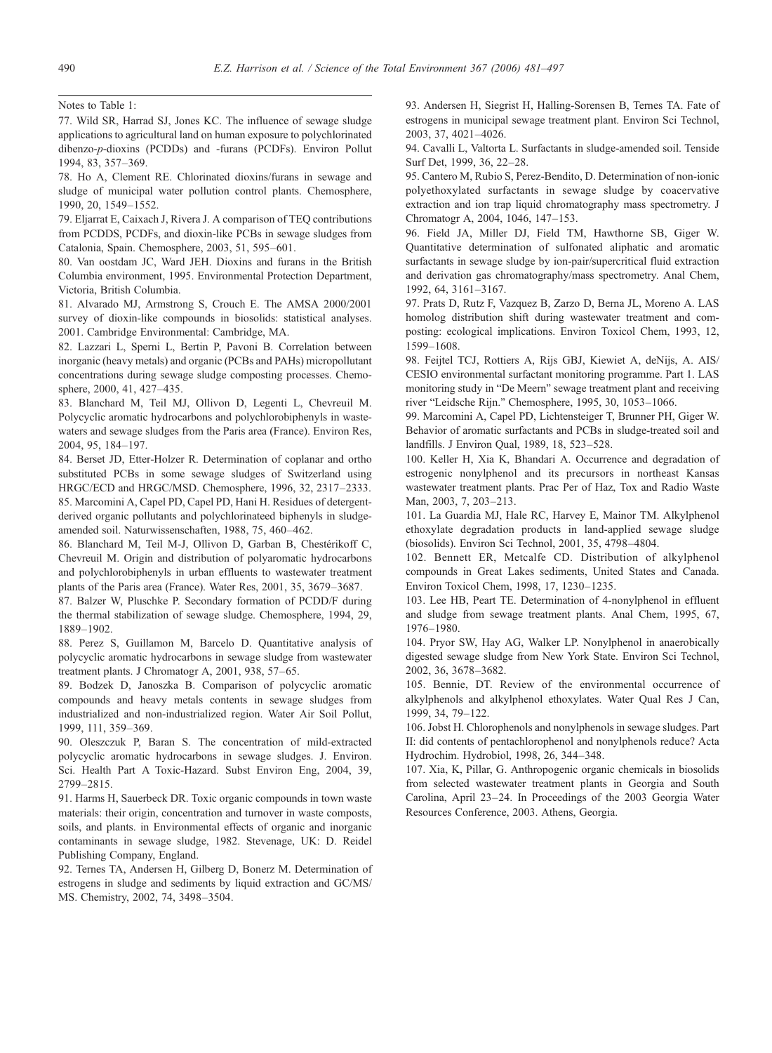Notes to Table 1:

77. Wild SR, Harrad SJ, Jones KC. The influence of sewage sludge applications to agricultural land on human exposure to polychlorinated dibenzo-*p*-dioxins (PCDDs) and -furans (PCDFs). Environ Pollut 1994, 83, 357–369.

78. Ho A, Clement RE. Chlorinated dioxins/furans in sewage and sludge of municipal water pollution control plants. Chemosphere, 1990, 20, 1549–1552.

79. Eljarrat E, Caixach J, Rivera J. A comparison of TEQ contributions from PCDDS, PCDFs, and dioxin-like PCBs in sewage sludges from Catalonia, Spain. Chemosphere, 2003, 51, 595–601.

80. Van oostdam JC, Ward JEH. Dioxins and furans in the British Columbia environment, 1995. Environmental Protection Department, Victoria, British Columbia.

81. Alvarado MJ, Armstrong S, Crouch E. The AMSA 2000/2001 survey of dioxin-like compounds in biosolids: statistical analyses. 2001. Cambridge Environmental: Cambridge, MA.

82. Lazzari L, Sperni L, Bertin P, Pavoni B. Correlation between inorganic (heavy metals) and organic (PCBs and PAHs) micropollutant concentrations during sewage sludge composting processes. Chemosphere, 2000, 41, 427–435.

83. Blanchard M, Teil MJ, Ollivon D, Legenti L, Chevreuil M. Polycyclic aromatic hydrocarbons and polychlorobiphenyls in wastewaters and sewage sludges from the Paris area (France). Environ Res, 2004, 95, 184–197.

84. Berset JD, Etter-Holzer R. Determination of coplanar and ortho substituted PCBs in some sewage sludges of Switzerland using HRGC/ECD and HRGC/MSD. Chemosphere, 1996, 32, 2317–2333.

85. Marcomini A, Capel PD, Capel PD, Hani H. Residues of detergent-derived organic pollutants and polychlorinateed biphenyls in sludge-amended soil. Naturwissenschaften, 1988, 75, 460–462.

86. Blanchard M, Teil M-J, Ollivon D, Garban B, Chestérikoff C, Chevreuil M. Origin and distribution of polyaromatic hydrocarbons and polychlorobiphenyls in urban effluents to wastewater treatment plants of the Paris area (France). Water Res, 2001, 35, 3679–3687.

87. Balzer W, Pluschke P. Secondary formation of PCDD/F during the thermal stabilization of sewage sludge. Chemosphere, 1994, 29, 1889–1902.

88. Perez S, Guillamon M, Barcelo D. Quantitative analysis of polycyclic aromatic hydrocarbons in sewage sludge from wastewater treatment plants. J Chromatogr A, 2001, 938, 57–65.

89. Bodzek D, Janoszka B. Comparison of polycyclic aromatic compounds and heavy metals contents in sewage sludges from industrialized and non-industrialized region. Water Air Soil Pollut, 1999, 111, 359–369.

90. Oleszczuk P, Baran S. The concentration of mild-extracted polycyclic aromatic hydrocarbons in sewage sludges. J. Environ. Sci. Health Part A Toxic-Hazard. Subst Environ Eng, 2004, 39, 2799–2815.

91. Harms H, Sauerbeck DR. Toxic organic compounds in town waste materials: their origin, concentration and turnover in waste composts, soils, and plants. in Environmental effects of organic and inorganic contaminants in sewage sludge, 1982. Stevenage, UK: D. Reidel Publishing Company, England.

92. Ternes TA, Andersen H, Gilberg D, Bonerz M. Determination of estrogens in sludge and sediments by liquid extraction and GC/MS/MS. Chemistry, 2002, 74, 3498–3504.

93. Andersen H, Siegrist H, Halling-Sorensen B, Ternes TA. Fate of estrogens in municipal sewage treatment plant. Environ Sci Technol, 2003, 37, 4021–4026.

94. Cavalli L, Valtorta L. Surfactants in sludge-amended soil. Tenside Surf Det, 1999, 36, 22–28.

95. Cantero M, Rubio S, Perez-Bendito, D. Determination of non-ionic polyethoxylated surfactants in sewage sludge by coacervative extraction and ion trap liquid chromatography mass spectrometry. J Chromatogr A, 2004, 1046, 147–153.

96. Field JA, Miller DJ, Field TM, Hawthorne SB, Giger W. Quantitative determination of sulfonated aliphatic and aromatic surfactants in sewage sludge by ion-pair/supercritical fluid extraction and derivation gas chromatography/mass spectrometry. Anal Chem, 1992, 64, 3161–3167.

97. Prats D, Rutz F, Vazquez B, Zarzo D, Berna JL, Moreno A. LAS homolog distribution shift during wastewater treatment and composting: ecological implications. Environ Toxicol Chem, 1993, 12, 1599–1608.

98. Feijtel TCJ, Rottiers A, Rijs GBJ, Kiewiet A, deNijs, A. AIS/CESIO environmental surfactant monitoring programme. Part 1. LAS monitoring study in "De Meern" sewage treatment plant and receiving river "Leidsche Rijn." Chemosphere, 1995, 30, 1053–1066.

99. Marcomini A, Capel PD, Lichtensteiger T, Brunner PH, Giger W. Behavior of aromatic surfactants and PCBs in sludge-treated soil and landfills. J Environ Qual, 1989, 18, 523–528.

100. Keller H, Xia K, Bhandari A. Occurrence and degradation of estrogenic nonylphenol and its precursors in northeast Kansas wastewater treatment plants. Prac Per of Haz, Tox and Radio Waste Man, 2003, 7, 203–213.

101. La Guardia MJ, Hale RC, Harvey E, Mainor TM. Alkylphenol ethoxylate degradation products in land-applied sewage sludge (biosolids). Environ Sci Technol, 2001, 35, 4798–4804.

102. Bennett ER, Metcalfe CD. Distribution of alkylphenol compounds in Great Lakes sediments, United States and Canada. Environ Toxicol Chem, 1998, 17, 1230–1235.

103. Lee HB, Peart TE. Determination of 4-nonylphenol in effluent and sludge from sewage treatment plants. Anal Chem, 1995, 67, 1976–1980.

104. Pryor SW, Hay AG, Walker LP. Nonylphenol in anaerobically digested sewage sludge from New York State. Environ Sci Technol, 2002, 36, 3678–3682.

105. Bennie, DT. Review of the environmental occurrence of alkylphenols and alkylphenol ethoxylates. Water Qual Res J Can, 1999, 34, 79–122.

106. Jobst H. Chlorophenols and nonylphenols in sewage sludges. Part II: did contents of pentachlorophenol and nonylphenols reduce? Acta Hydrochim. Hydrobiol, 1998, 26, 344–348.

107. Xia, K, Pillar, G. Anthropogenic organic chemicals in biosolids from selected wastewater treatment plants in Georgia and South Carolina, April 23–24. In Proceedings of the 2003 Georgia Water Resources Conference, 2003. Athens, Georgia.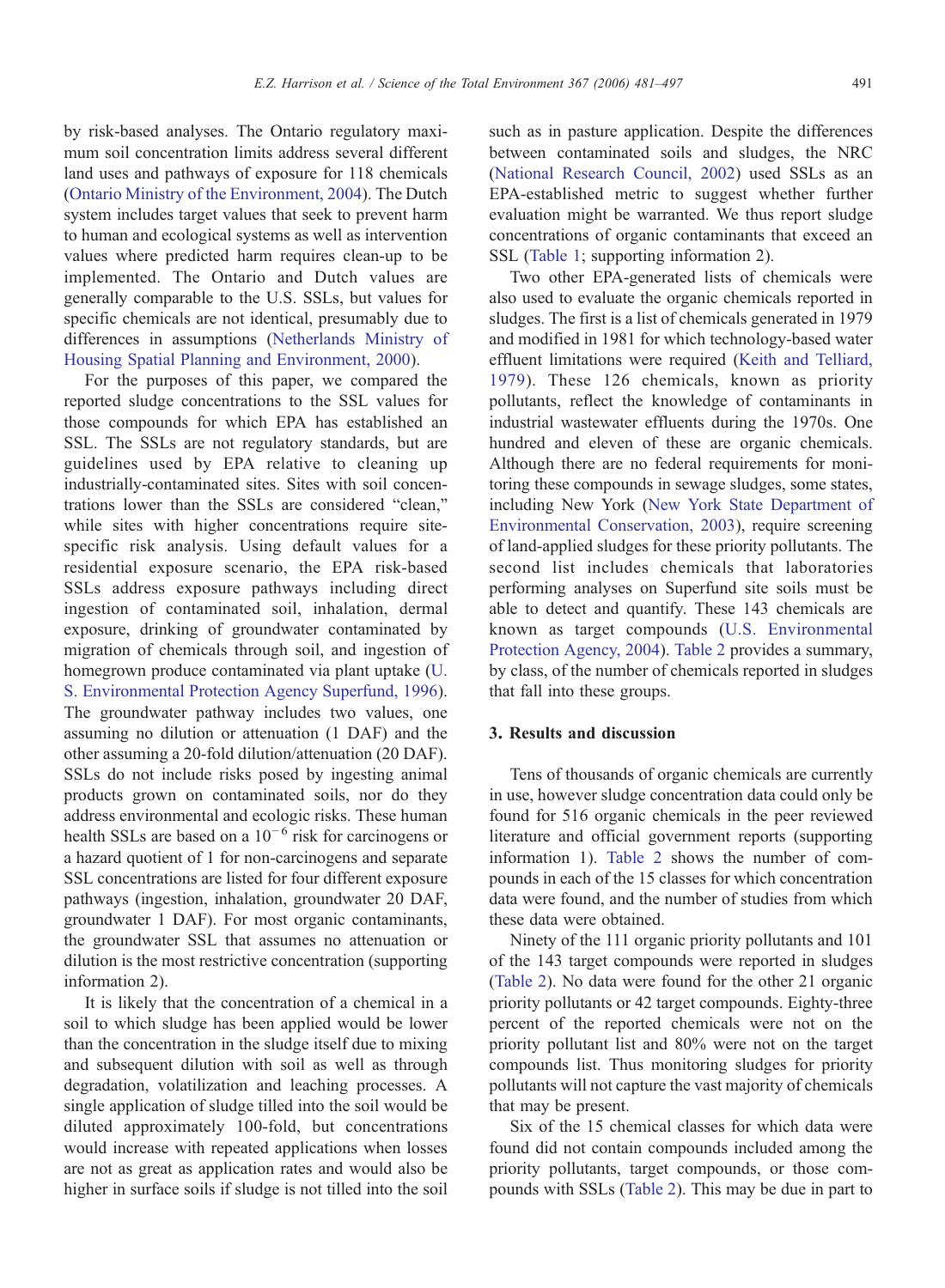by risk-based analyses. The Ontario regulatory maximum soil concentration limits address several different land uses and pathways of exposure for 118 chemicals (Ontario Ministry of the Environment, 2004). The Dutch system includes target values that seek to prevent harm to human and ecological systems as well as intervention values where predicted harm requires clean-up to be implemented. The Ontario and Dutch values are generally comparable to the U.S. SSLs, but values for specific chemicals are not identical, presumably due to differences in assumptions (Netherlands Ministry of Housing Spatial Planning and Environment, 2000).

For the purposes of this paper, we compared the reported sludge concentrations to the SSL values for those compounds for which EPA has established an SSL. The SSLs are not regulatory standards, but are guidelines used by EPA relative to cleaning up industrially-contaminated sites. Sites with soil concentrations lower than the SSLs are considered "clean," while sites with higher concentrations require site-specific risk analysis. Using default values for a residential exposure scenario, the EPA risk-based SSLs address exposure pathways including direct ingestion of contaminated soil, inhalation, dermal exposure, drinking of groundwater contaminated by migration of chemicals through soil, and ingestion of homegrown produce contaminated via plant uptake (U. S. Environmental Protection Agency Superfund, 1996). The groundwater pathway includes two values, one assuming no dilution or attenuation (1 DAF) and the other assuming a 20-fold dilution/attenuation (20 DAF). SSLs do not include risks posed by ingesting animal products grown on contaminated soils, nor do they address environmental and ecologic risks. These human health SSLs are based on a $10^{-6}$ risk for carcinogens or a hazard quotient of 1 for non-carcinogens and separate SSL concentrations are listed for four different exposure pathways (ingestion, inhalation, groundwater 20 DAF, groundwater 1 DAF). For most organic contaminants, the groundwater SSL that assumes no attenuation or dilution is the most restrictive concentration (supporting information 2).

It is likely that the concentration of a chemical in a soil to which sludge has been applied would be lower than the concentration in the sludge itself due to mixing and subsequent dilution with soil as well as through degradation, volatilization and leaching processes. A single application of sludge tilled into the soil would be diluted approximately 100-fold, but concentrations would increase with repeated applications when losses are not as great as application rates and would also be higher in surface soils if sludge is not tilled into the soil such as in pasture application. Despite the differences between contaminated soils and sludges, the NRC (National Research Council, 2002) used SSLs as an EPA-established metric to suggest whether further evaluation might be warranted. We thus report sludge concentrations of organic contaminants that exceed an SSL (Table 1; supporting information 2).

Two other EPA-generated lists of chemicals were also used to evaluate the organic chemicals reported in sludges. The first is a list of chemicals generated in 1979 and modified in 1981 for which technology-based water effluent limitations were required (Keith and Telliard, 1979). These 126 chemicals, known as priority pollutants, reflect the knowledge of contaminants in industrial wastewater effluents during the 1970s. One hundred and eleven of these are organic chemicals. Although there are no federal requirements for monitoring these compounds in sewage sludges, some states, including New York (New York State Department of Environmental Conservation, 2003), require screening of land-applied sludges for these priority pollutants. The second list includes chemicals that laboratories performing analyses on Superfund site soils must be able to detect and quantify. These 143 chemicals are known as target compounds (U.S. Environmental Protection Agency, 2004). Table 2 provides a summary, by class, of the number of chemicals reported in sludges that fall into these groups.

## 3. Results and discussion

Tens of thousands of organic chemicals are currently in use, however sludge concentration data could only be found for 516 organic chemicals in the peer reviewed literature and official government reports (supporting information 1). Table 2 shows the number of compounds in each of the 15 classes for which concentration data were found, and the number of studies from which these data were obtained.

Ninety of the 111 organic priority pollutants and 101 of the 143 target compounds were reported in sludges (Table 2). No data were found for the other 21 organic priority pollutants or 42 target compounds. Eighty-three percent of the reported chemicals were not on the priority pollutant list and 80% were not on the target compounds list. Thus monitoring sludges for priority pollutants will not capture the vast majority of chemicals that may be present.

Six of the 15 chemical classes for which data were found did not contain compounds included among the priority pollutants, target compounds, or those compounds with SSLs (Table 2). This may be due in part to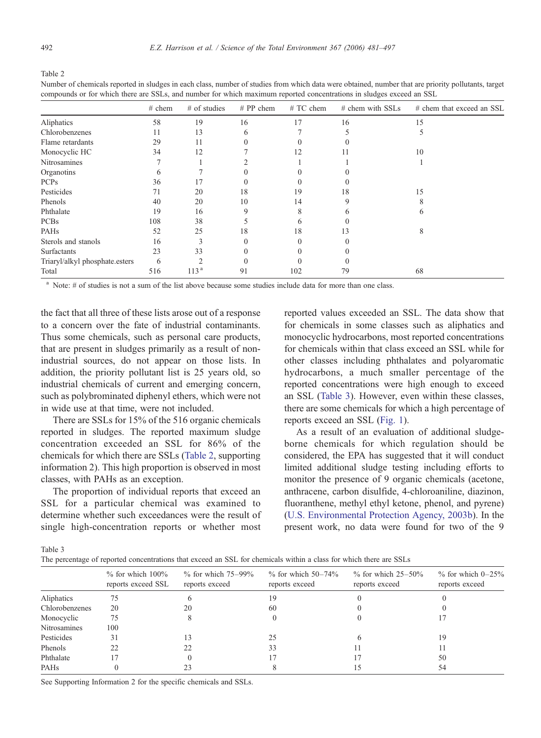Table 2
Number of chemicals reported in sludges in each class, number of studies from which data were obtained, number that are priority pollutants, target compounds or for which there are SSLs, and number for which maximum reported concentrations in sludges exceed an SSL

| | # chem | # of studies | # PP chem | # TC chem | # chem with SSLs | # chem that exceed an SSL |
|---|---|---|---|---|---|---|
| Aliphatics | 58 | 19 | 16 | 17 | 16 | 15 |
| Chlorobenzenes | 11 | 13 | 6 | 7 | 5 | 5 |
| Flame retardants | 29 | 11 | 0 | 0 | 0 | |
| Monocyclic HC | 34 | 12 | 7 | 12 | 11 | 10 |
| Nitrosamines | 7 | 1 | 2 | 1 | 1 | 1 |
| Organotins | 6 | 7 | 0 | 0 | 0 | |
| PCPs | 36 | 17 | 0 | 0 | 0 | |
| Pesticides | 71 | 20 | 18 | 19 | 18 | 15 |
| Phenols | 40 | 20 | 10 | 14 | 9 | 8 |
| Phthalate | 19 | 16 | 9 | 8 | 6 | 6 |
| PCBs | 108 | 38 | 5 | 6 | 0 | |
| PAHs | 52 | 25 | 18 | 18 | 13 | 8 |
| Sterols and stanols | 16 | 3 | 0 | 0 | 0 | |
| Surfactants | 23 | 33 | 0 | 0 | 0 | |
| Triaryl/alkyl phosphate.esters | 6 | 2 | 0 | 0 | 0 | |
| Total | 516 | 113 [a] | 91 | 102 | 79 | 68 |

[a] Note: # of studies is not a sum of the list above because some studies include data for more than one class.

the fact that all three of these lists arose out of a response to a concern over the fate of industrial contaminants. Thus some chemicals, such as personal care products, that are present in sludges primarily as a result of non-industrial sources, do not appear on those lists. In addition, the priority pollutant list is 25 years old, so industrial chemicals of current and emerging concern, such as polybrominated diphenyl ethers, which were not in wide use at that time, were not included.

There are SSLs for 15% of the 516 organic chemicals reported in sludges. The reported maximum sludge concentration exceeded an SSL for 86% of the chemicals for which there are SSLs (Table 2, supporting information 2). This high proportion is observed in most classes, with PAHs as an exception.

The proportion of individual reports that exceed an SSL for a particular chemical was examined to determine whether such exceedances were the result of single high-concentration reports or whether most reported values exceeded an SSL. The data show that for chemicals in some classes such as aliphatics and monocyclic hydrocarbons, most reported concentrations for chemicals within that class exceed an SSL while for other classes including phthalates and polyaromatic hydrocarbons, a much smaller percentage of the reported concentrations were high enough to exceed an SSL (Table 3). However, even within these classes, there are some chemicals for which a high percentage of reports exceed an SSL (Fig. 1).

As a result of an evaluation of additional sludge-borne chemicals for which regulation should be considered, the EPA has suggested that it will conduct limited additional sludge testing including efforts to monitor the presence of 9 organic chemicals (acetone, anthracene, carbon disulfide, 4-chloroaniline, diazinon, fluoranthene, methyl ethyl ketone, phenol, and pyrene) (U.S. Environmental Protection Agency, 2003b). In the present work, no data were found for two of the 9

Table 3
The percentage of reported concentrations that exceed an SSL for chemicals within a class for which there are SSLs

| | % for which 100% reports exceed SSL | % for which 75–99% reports exceed | % for which 50–74% reports exceed | % for which 25–50% reports exceed | % for which 0–25% reports exceed |
|---|---|---|---|---|---|
| Aliphatics | 75 | 6 | 19 | 0 | 0 |
| Chlorobenzenes | 20 | 20 | 60 | 0 | 0 |
| Monocyclic | 75 | 8 | 0 | 0 | 17 |
| Nitrosamines | 100 | | | | |
| Pesticides | 31 | 13 | 25 | 6 | 19 |
| Phenols | 22 | 22 | 33 | 11 | 11 |
| Phthalate | 17 | 0 | 17 | 17 | 50 |
| PAHs | 0 | 23 | 8 | 15 | 54 |

See Supporting Information 2 for the specific chemicals and SSLs.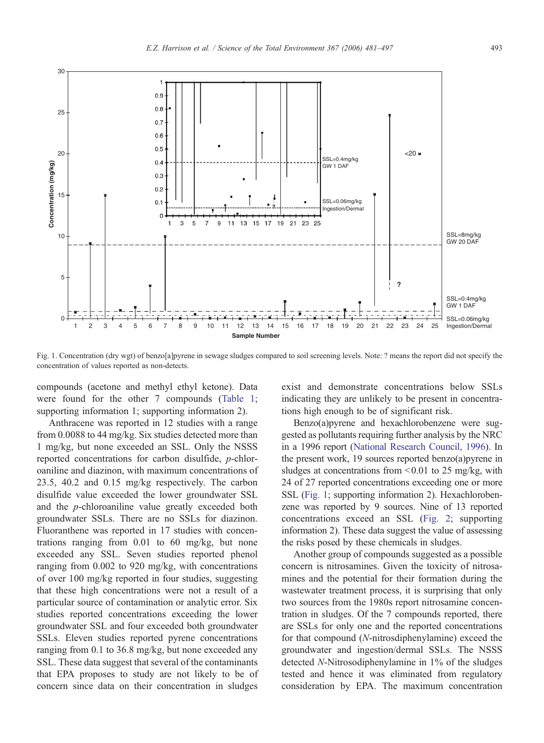Fig. 1. Concentration (dry wgt) of benzo[a]pyrene in sewage sludges compared to soil screening levels. Note: ? means the report did not specify the concentration of values reported as non-detects.

compounds (acetone and methyl ethyl ketone). Data were found for the other 7 compounds (Table 1; supporting information 1; supporting information 2).

Anthracene was reported in 12 studies with a range from 0.0088 to 44 mg/kg. Six studies detected more than 1 mg/kg, but none exceeded an SSL. Only the NSSS reported concentrations for carbon disulfide, *p*-chloroaniline and diazinon, with maximum concentrations of 23.5, 40.2 and 0.15 mg/kg respectively. The carbon disulfide value exceeded the lower groundwater SSL and the *p*-chloroaniline value greatly exceeded both groundwater SSLs. There are no SSLs for diazinon. Fluoranthene was reported in 17 studies with concentrations ranging from 0.01 to 60 mg/kg, but none exceeded any SSL. Seven studies reported phenol ranging from 0.002 to 920 mg/kg, with concentrations of over 100 mg/kg reported in four studies, suggesting that these high concentrations were not a result of a particular source of contamination or analytic error. Six studies reported concentrations exceeding the lower groundwater SSL and four exceeded both groundwater SSLs. Eleven studies reported pyrene concentrations ranging from 0.1 to 36.8 mg/kg, but none exceeded any SSL. These data suggest that several of the contaminants that EPA proposes to study are not likely to be of concern since data on their concentration in sludges exist and demonstrate concentrations below SSLs indicating they are unlikely to be present in concentrations high enough to be of significant risk.

Benzo(a)pyrene and hexachlorobenzene were suggested as pollutants requiring further analysis by the NRC in a 1996 report (National Research Council, 1996). In the present work, 19 sources reported benzo(a)pyrene in sludges at concentrations from <0.01 to 25 mg/kg, with 24 of 27 reported concentrations exceeding one or more SSL (Fig. 1; supporting information 2). Hexachlorobenzene was reported by 9 sources. Nine of 13 reported concentrations exceed an SSL (Fig. 2; supporting information 2). These data suggest the value of assessing the risks posed by these chemicals in sludges.

Another group of compounds suggested as a possible concern is nitrosamines. Given the toxicity of nitrosamines and the potential for their formation during the wastewater treatment process, it is surprising that only two sources from the 1980s report nitrosamine concentration in sludges. Of the 7 compounds reported, there are SSLs for only one and the reported concentrations for that compound (*N*-nitrosdiphenylamine) exceed the groundwater and ingestion/dermal SSLs. The NSSS detected *N*-Nitrosodiphenylamine in 1% of the sludges tested and hence it was eliminated from regulatory consideration by EPA. The maximum concentration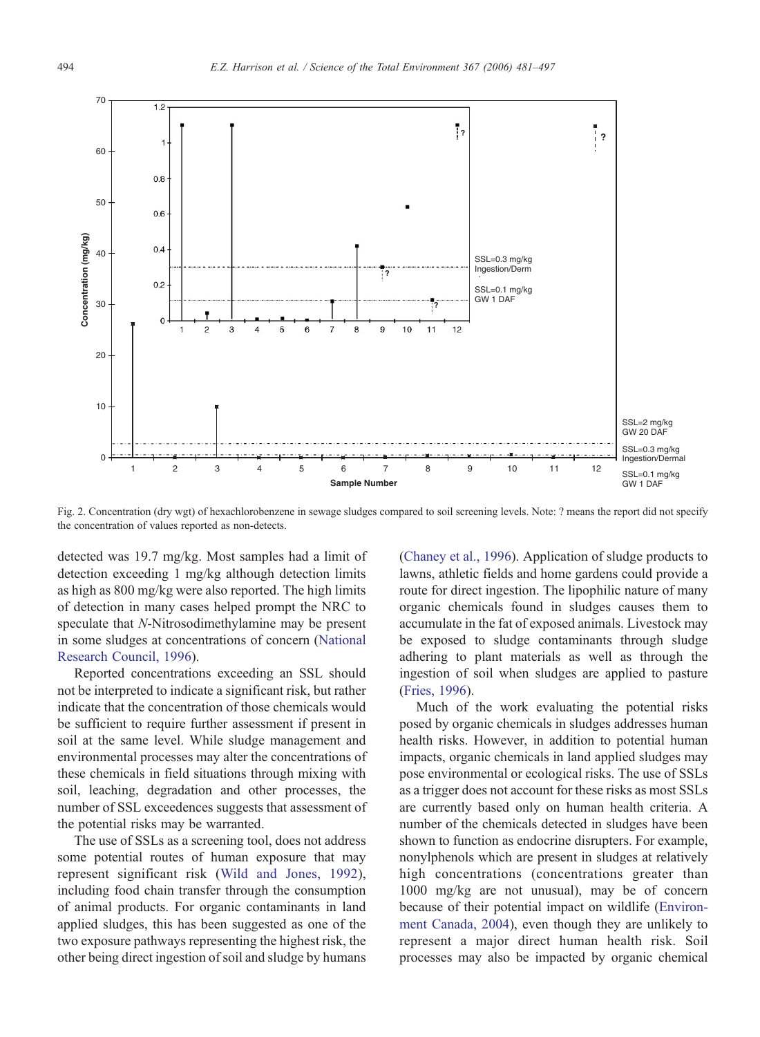Fig. 2. Concentration (dry wgt) of hexachlorobenzene in sewage sludges compared to soil screening levels. Note: ? means the report did not specify the concentration of values reported as non-detects.

detected was 19.7 mg/kg. Most samples had a limit of detection exceeding 1 mg/kg although detection limits as high as 800 mg/kg were also reported. The high limits of detection in many cases helped prompt the NRC to speculate that *N*-Nitrosodimethylamine may be present in some sludges at concentrations of concern (National Research Council, 1996).

Reported concentrations exceeding an SSL should not be interpreted to indicate a significant risk, but rather indicate that the concentration of those chemicals would be sufficient to require further assessment if present in soil at the same level. While sludge management and environmental processes may alter the concentrations of these chemicals in field situations through mixing with soil, leaching, degradation and other processes, the number of SSL exceedences suggests that assessment of the potential risks may be warranted.

The use of SSLs as a screening tool, does not address some potential routes of human exposure that may represent significant risk (Wild and Jones, 1992), including food chain transfer through the consumption of animal products. For organic contaminants in land applied sludges, this has been suggested as one of the two exposure pathways representing the highest risk, the other being direct ingestion of soil and sludge by humans (Chaney et al., 1996). Application of sludge products to lawns, athletic fields and home gardens could provide a route for direct ingestion. The lipophilic nature of many organic chemicals found in sludges causes them to accumulate in the fat of exposed animals. Livestock may be exposed to sludge contaminants through sludge adhering to plant materials as well as through the ingestion of soil when sludges are applied to pasture (Fries, 1996).

Much of the work evaluating the potential risks posed by organic chemicals in sludges addresses human health risks. However, in addition to potential human impacts, organic chemicals in land applied sludges may pose environmental or ecological risks. The use of SSLs as a trigger does not account for these risks as most SSLs are currently based only on human health criteria. A number of the chemicals detected in sludges have been shown to function as endocrine disrupters. For example, nonylphenols which are present in sludges at relatively high concentrations (concentrations greater than 1000 mg/kg are not unusual), may be of concern because of their potential impact on wildlife (Environment Canada, 2004), even though they are unlikely to represent a major direct human health risk. Soil processes may also be impacted by organic chemical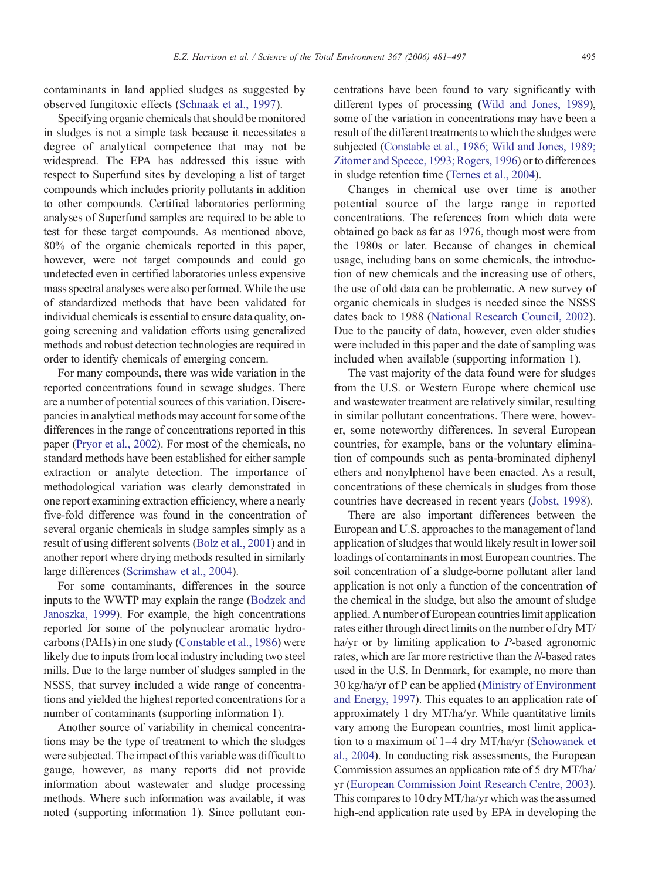contaminants in land applied sludges as suggested by observed fungitoxic effects (Schnaak et al., 1997).

Specifying organic chemicals that should be monitored in sludges is not a simple task because it necessitates a degree of analytical competence that may not be widespread. The EPA has addressed this issue with respect to Superfund sites by developing a list of target compounds which includes priority pollutants in addition to other compounds. Certified laboratories performing analyses of Superfund samples are required to be able to test for these target compounds. As mentioned above, 80% of the organic chemicals reported in this paper, however, were not target compounds and could go undetected even in certified laboratories unless expensive mass spectral analyses were also performed. While the use of standardized methods that have been validated for individual chemicals is essential to ensure data quality, ongoing screening and validation efforts using generalized methods and robust detection technologies are required in order to identify chemicals of emerging concern.

For many compounds, there was wide variation in the reported concentrations found in sewage sludges. There are a number of potential sources of this variation. Discrepancies in analytical methods may account for some of the differences in the range of concentrations reported in this paper (Pryor et al., 2002). For most of the chemicals, no standard methods have been established for either sample extraction or analyte detection. The importance of methodological variation was clearly demonstrated in one report examining extraction efficiency, where a nearly five-fold difference was found in the concentration of several organic chemicals in sludge samples simply as a result of using different solvents (Bolz et al., 2001) and in another report where drying methods resulted in similarly large differences (Scrimshaw et al., 2004).

For some contaminants, differences in the source inputs to the WWTP may explain the range (Bodzek and Janoszka, 1999). For example, the high concentrations reported for some of the polynuclear aromatic hydrocarbons (PAHs) in one study (Constable et al., 1986) were likely due to inputs from local industry including two steel mills. Due to the large number of sludges sampled in the NSSS, that survey included a wide range of concentrations and yielded the highest reported concentrations for a number of contaminants (supporting information 1).

Another source of variability in chemical concentrations may be the type of treatment to which the sludges were subjected. The impact of this variable was difficult to gauge, however, as many reports did not provide information about wastewater and sludge processing methods. Where such information was available, it was noted (supporting information 1). Since pollutant concentrations have been found to vary significantly with different types of processing (Wild and Jones, 1989), some of the variation in concentrations may have been a result of the different treatments to which the sludges were subjected (Constable et al., 1986; Wild and Jones, 1989; Zitomer and Speece, 1993; Rogers, 1996) or to differences in sludge retention time (Ternes et al., 2004).

Changes in chemical use over time is another potential source of the large range in reported concentrations. The references from which data were obtained go back as far as 1976, though most were from the 1980s or later. Because of changes in chemical usage, including bans on some chemicals, the introduction of new chemicals and the increasing use of others, the use of old data can be problematic. A new survey of organic chemicals in sludges is needed since the NSSS dates back to 1988 (National Research Council, 2002). Due to the paucity of data, however, even older studies were included in this paper and the date of sampling was included when available (supporting information 1).

The vast majority of the data found were for sludges from the U.S. or Western Europe where chemical use and wastewater treatment are relatively similar, resulting in similar pollutant concentrations. There were, however, some noteworthy differences. In several European countries, for example, bans or the voluntary elimination of compounds such as penta-brominated diphenyl ethers and nonylphenol have been enacted. As a result, concentrations of these chemicals in sludges from those countries have decreased in recent years (Jobst, 1998).

There are also important differences between the European and U.S. approaches to the management of land application of sludges that would likely result in lower soil loadings of contaminants in most European countries. The soil concentration of a sludge-borne pollutant after land application is not only a function of the concentration of the chemical in the sludge, but also the amount of sludge applied. A number of European countries limit application rates either through direct limits on the number of dry MT/ha/yr or by limiting application to *P*-based agronomic rates, which are far more restrictive than the *N*-based rates used in the U.S. In Denmark, for example, no more than 30 kg/ha/yr of P can be applied (Ministry of Environment and Energy, 1997). This equates to an application rate of approximately 1 dry MT/ha/yr. While quantitative limits vary among the European countries, most limit application to a maximum of 1–4 dry MT/ha/yr (Schowanek et al., 2004). In conducting risk assessments, the European Commission assumes an application rate of 5 dry MT/ha/yr (European Commission Joint Research Centre, 2003). This compares to 10 dry MT/ha/yr which was the assumed high-end application rate used by EPA in developing the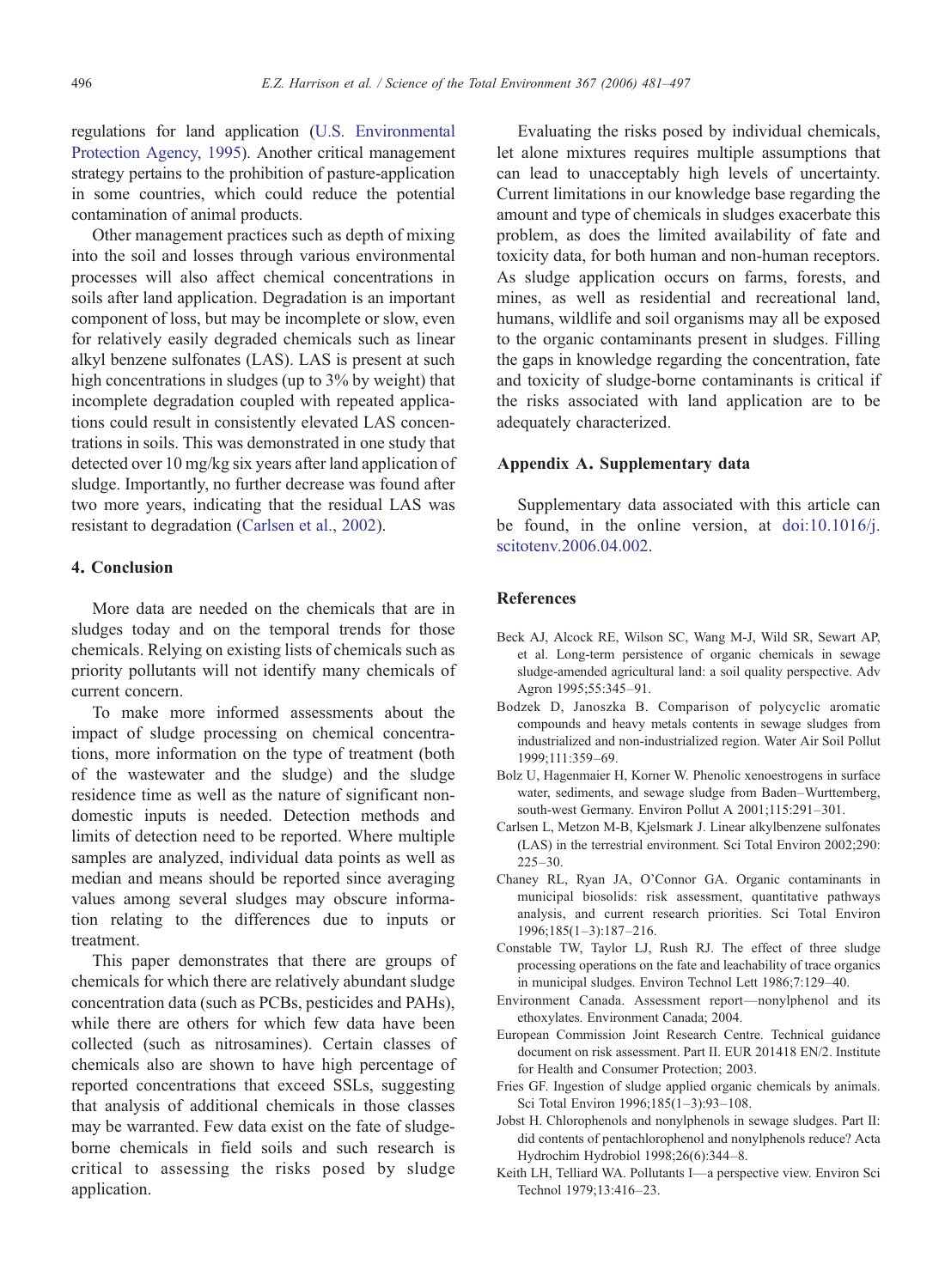regulations for land application (U.S. Environmental Protection Agency, 1995). Another critical management strategy pertains to the prohibition of pasture-application in some countries, which could reduce the potential contamination of animal products.

Other management practices such as depth of mixing into the soil and losses through various environmental processes will also affect chemical concentrations in soils after land application. Degradation is an important component of loss, but may be incomplete or slow, even for relatively easily degraded chemicals such as linear alkyl benzene sulfonates (LAS). LAS is present at such high concentrations in sludges (up to 3% by weight) that incomplete degradation coupled with repeated applications could result in consistently elevated LAS concentrations in soils. This was demonstrated in one study that detected over 10 mg/kg six years after land application of sludge. Importantly, no further decrease was found after two more years, indicating that the residual LAS was resistant to degradation (Carlsen et al., 2002).

## 4. Conclusion

More data are needed on the chemicals that are in sludges today and on the temporal trends for those chemicals. Relying on existing lists of chemicals such as priority pollutants will not identify many chemicals of current concern.

To make more informed assessments about the impact of sludge processing on chemical concentrations, more information on the type of treatment (both of the wastewater and the sludge) and the sludge residence time as well as the nature of significant non-domestic inputs is needed. Detection methods and limits of detection need to be reported. Where multiple samples are analyzed, individual data points as well as median and means should be reported since averaging values among several sludges may obscure information relating to the differences due to inputs or treatment.

This paper demonstrates that there are groups of chemicals for which there are relatively abundant sludge concentration data (such as PCBs, pesticides and PAHs), while there are others for which few data have been collected (such as nitrosamines). Certain classes of chemicals also are shown to have high percentage of reported concentrations that exceed SSLs, suggesting that analysis of additional chemicals in those classes may be warranted. Few data exist on the fate of sludge-borne chemicals in field soils and such research is critical to assessing the risks posed by sludge application.

Evaluating the risks posed by individual chemicals, let alone mixtures requires multiple assumptions that can lead to unacceptably high levels of uncertainty. Current limitations in our knowledge base regarding the amount and type of chemicals in sludges exacerbate this problem, as does the limited availability of fate and toxicity data, for both human and non-human receptors. As sludge application occurs on farms, forests, and mines, as well as residential and recreational land, humans, wildlife and soil organisms may all be exposed to the organic contaminants present in sludges. Filling the gaps in knowledge regarding the concentration, fate and toxicity of sludge-borne contaminants is critical if the risks associated with land application are to be adequately characterized.

## Appendix A. Supplementary data

Supplementary data associated with this article can be found, in the online version, at doi:10.1016/j.scitotenv.2006.04.002.

## References

Beck AJ, Alcock RE, Wilson SC, Wang M-J, Wild SR, Sewart AP, et al. Long-term persistence of organic chemicals in sewage sludge-amended agricultural land: a soil quality perspective. Adv Agron 1995;55:345–91.

Bodzek D, Janoszka B. Comparison of polycyclic aromatic compounds and heavy metals contents in sewage sludges from industrialized and non-industrialized region. Water Air Soil Pollut 1999;111:359–69.

Bolz U, Hagenmaier H, Korner W. Phenolic xenoestrogens in surface water, sediments, and sewage sludge from Baden–Wurttemberg, south-west Germany. Environ Pollut A 2001;115:291–301.

Carlsen L, Metzon M-B, Kjelsmark J. Linear alkylbenzene sulfonates (LAS) in the terrestrial environment. Sci Total Environ 2002;290:225–30.

Chaney RL, Ryan JA, O'Connor GA. Organic contaminants in municipal biosolids: risk assessment, quantitative pathways analysis, and current research priorities. Sci Total Environ 1996;185(1–3):187–216.

Constable TW, Taylor LJ, Rush RJ. The effect of three sludge processing operations on the fate and leachability of trace organics in municipal sludges. Environ Technol Lett 1986;7:129–40.

Environment Canada. Assessment report—nonylphenol and its ethoxylates. Environment Canada; 2004.

European Commission Joint Research Centre. Technical guidance document on risk assessment. Part II. EUR 201418 EN/2. Institute for Health and Consumer Protection; 2003.

Fries GF. Ingestion of sludge applied organic chemicals by animals. Sci Total Environ 1996;185(1–3):93–108.

Jobst H. Chlorophenols and nonylphenols in sewage sludges. Part II: did contents of pentachlorophenol and nonylphenols reduce? Acta Hydrochim Hydrobiol 1998;26(6):344–8.

Keith LH, Telliard WA. Pollutants I—a perspective view. Environ Sci Technol 1979;13:416–23.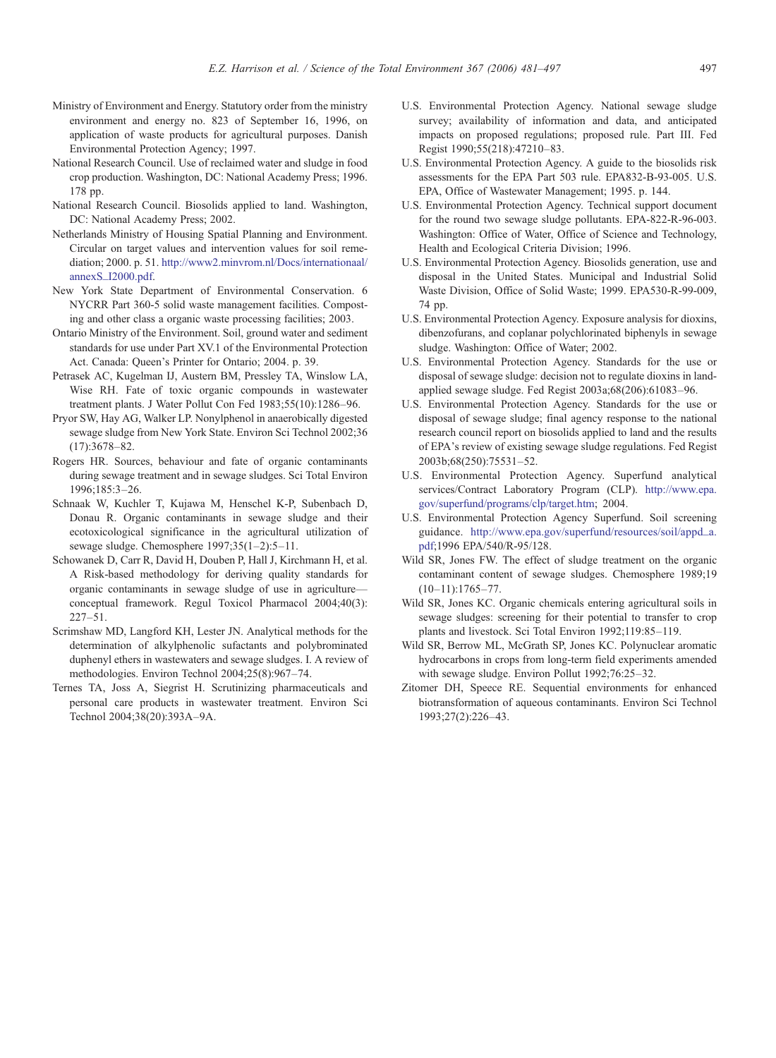Ministry of Environment and Energy. Statutory order from the ministry environment and energy no. 823 of September 16, 1996, on application of waste products for agricultural purposes. Danish Environmental Protection Agency; 1997.

National Research Council. Use of reclaimed water and sludge in food crop production. Washington, DC: National Academy Press; 1996. 178 pp.

National Research Council. Biosolids applied to land. Washington, DC: National Academy Press; 2002.

Netherlands Ministry of Housing Spatial Planning and Environment. Circular on target values and intervention values for soil remediation; 2000. p. 51. http://www2.minvrom.nl/Docs/internationaal/annexS_I2000.pdf.

New York State Department of Environmental Conservation. 6 NYCRR Part 360-5 solid waste management facilities. Composting and other class a organic waste processing facilities; 2003.

Ontario Ministry of the Environment. Soil, ground water and sediment standards for use under Part XV.1 of the Environmental Protection Act. Canada: Queen's Printer for Ontario; 2004. p. 39.

Petrasek AC, Kugelman IJ, Austern BM, Pressley TA, Winslow LA, Wise RH. Fate of toxic organic compounds in wastewater treatment plants. J Water Pollut Con Fed 1983;55(10):1286–96.

Pryor SW, Hay AG, Walker LP. Nonylphenol in anaerobically digested sewage sludge from New York State. Environ Sci Technol 2002;36 (17):3678–82.

Rogers HR. Sources, behaviour and fate of organic contaminants during sewage treatment and in sewage sludges. Sci Total Environ 1996;185:3–26.

Schnaak W, Kuchler T, Kujawa M, Henschel K-P, Subenbach D, Donau R. Organic contaminants in sewage sludge and their ecotoxicological significance in the agricultural utilization of sewage sludge. Chemosphere 1997;35(1–2):5–11.

Schowanek D, Carr R, David H, Douben P, Hall J, Kirchmann H, et al. A Risk-based methodology for deriving quality standards for organic contaminants in sewage sludge of use in agriculture—conceptual framework. Regul Toxicol Pharmacol 2004;40(3): 227–51.

Scrimshaw MD, Langford KH, Lester JN. Analytical methods for the determination of alkylphenolic sufactants and polybrominated duphenyl ethers in wastewaters and sewage sludges. I. A review of methodologies. Environ Technol 2004;25(8):967–74.

Ternes TA, Joss A, Siegrist H. Scrutinizing pharmaceuticals and personal care products in wastewater treatment. Environ Sci Technol 2004;38(20):393A–9A.

U.S. Environmental Protection Agency. National sewage sludge survey; availability of information and data, and anticipated impacts on proposed regulations; proposed rule. Part III. Fed Regist 1990;55(218):47210–83.

U.S. Environmental Protection Agency. A guide to the biosolids risk assessments for the EPA Part 503 rule. EPA832-B-93-005. U.S. EPA, Office of Wastewater Management; 1995. p. 144.

U.S. Environmental Protection Agency. Technical support document for the round two sewage sludge pollutants. EPA-822-R-96-003. Washington: Office of Water, Office of Science and Technology, Health and Ecological Criteria Division; 1996.

U.S. Environmental Protection Agency. Biosolids generation, use and disposal in the United States. Municipal and Industrial Solid Waste Division, Office of Solid Waste; 1999. EPA530-R-99-009, 74 pp.

U.S. Environmental Protection Agency. Exposure analysis for dioxins, dibenzofurans, and coplanar polychlorinated biphenyls in sewage sludge. Washington: Office of Water; 2002.

U.S. Environmental Protection Agency. Standards for the use or disposal of sewage sludge: decision not to regulate dioxins in land-applied sewage sludge. Fed Regist 2003a;68(206):61083–96.

U.S. Environmental Protection Agency. Standards for the use or disposal of sewage sludge; final agency response to the national research council report on biosolids applied to land and the results of EPA's review of existing sewage sludge regulations. Fed Regist 2003b;68(250):75531–52.

U.S. Environmental Protection Agency. Superfund analytical services/Contract Laboratory Program (CLP). http://www.epa.gov/superfund/programs/clp/target.htm; 2004.

U.S. Environmental Protection Agency Superfund. Soil screening guidance. http://www.epa.gov/superfund/resources/soil/appd_a.pdf;1996 EPA/540/R-95/128.

Wild SR, Jones FW. The effect of sludge treatment on the organic contaminant content of sewage sludges. Chemosphere 1989;19 (10–11):1765–77.

Wild SR, Jones KC. Organic chemicals entering agricultural soils in sewage sludges: screening for their potential to transfer to crop plants and livestock. Sci Total Environ 1992;119:85–119.

Wild SR, Berrow ML, McGrath SP, Jones KC. Polynuclear aromatic hydrocarbons in crops from long-term field experiments amended with sewage sludge. Environ Pollut 1992;76:25–32.

Zitomer DH, Speece RE. Sequential environments for enhanced biotransformation of aqueous contaminants. Environ Sci Technol 1993;27(2):226–43.